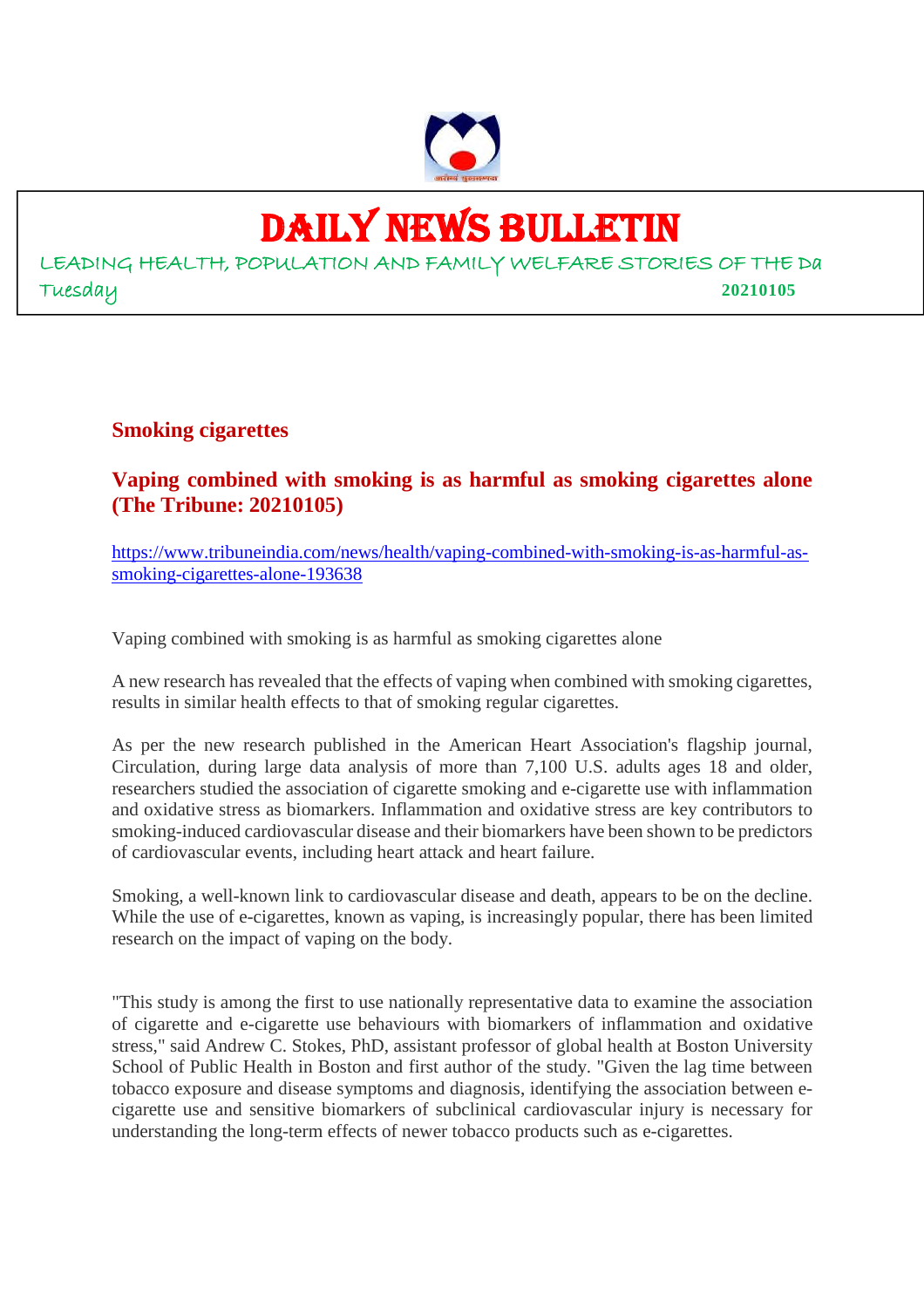# DAILY NEWS BULLETIN

LEADING HEALTH, POPULATION AND FAMILY WELFARE STORIES OF THE Da

Tuesday **20210105**

## Smoking cigarettes

### Vaping combined with smoking is as harmful as smoking cigarettes alone (The Tribune: 20210105)

https://www.tribuneindia.com/news/health/vaping-combined-with-smoking-is-as-harmful-as-smoking-cigarettes-alone-193638

Vaping combined with smoking is as harmful as smoking cigarettes alone

A new research has revealed that the effects of vaping when combined with smoking cigarettes, results in similar health effects to that of smoking regular cigarettes.

As per the new research published in the American Heart Association's flagship journal, Circulation, during large data analysis of more than 7,100 U.S. adults ages 18 and older, researchers studied the association of cigarette smoking and e-cigarette use with inflammation and oxidative stress as biomarkers. Inflammation and oxidative stress are key contributors to smoking-induced cardiovascular disease and their biomarkers have been shown to be predictors of cardiovascular events, including heart attack and heart failure.

Smoking, a well-known link to cardiovascular disease and death, appears to be on the decline. While the use of e-cigarettes, known as vaping, is increasingly popular, there has been limited research on the impact of vaping on the body.

"This study is among the first to use nationally representative data to examine the association of cigarette and e-cigarette use behaviours with biomarkers of inflammation and oxidative stress," said Andrew C. Stokes, PhD, assistant professor of global health at Boston University School of Public Health in Boston and first author of the study. "Given the lag time between tobacco exposure and disease symptoms and diagnosis, identifying the association between e-cigarette use and sensitive biomarkers of subclinical cardiovascular injury is necessary for understanding the long-term effects of newer tobacco products such as e-cigarettes.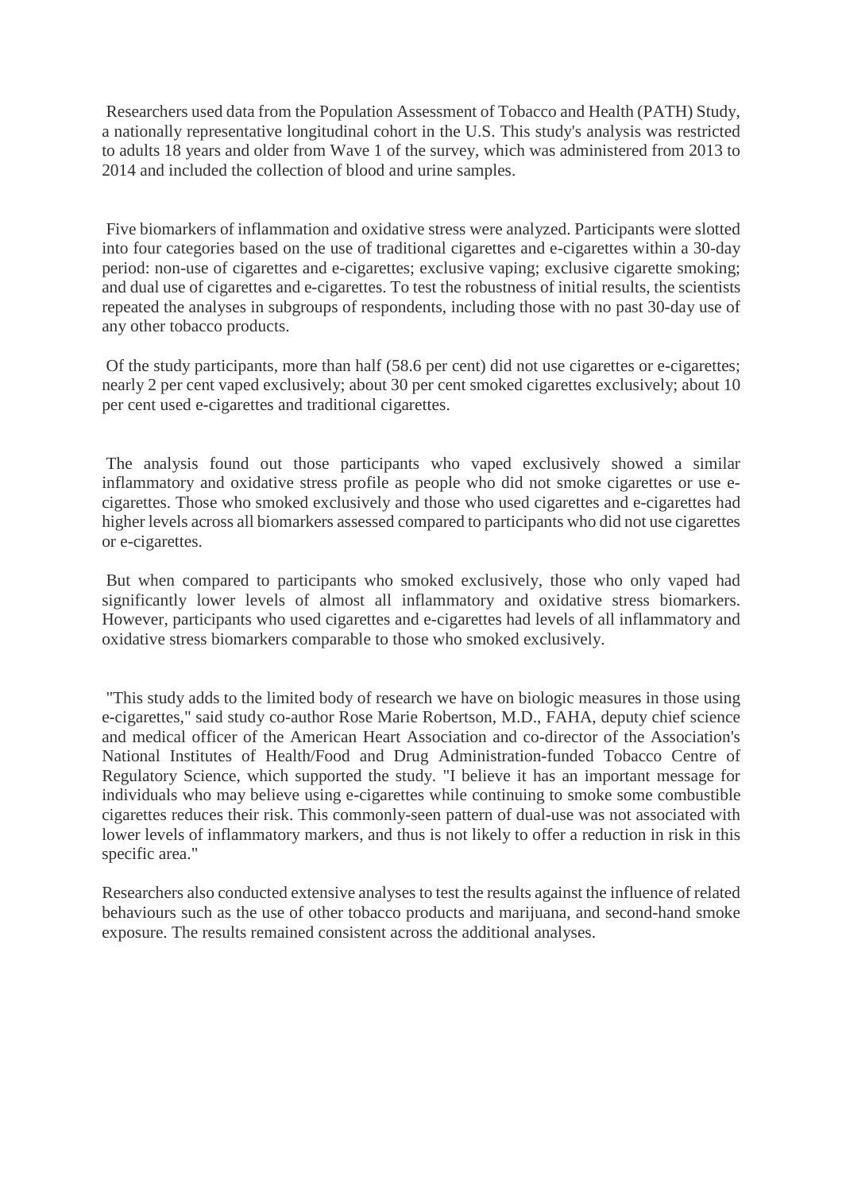Researchers used data from the Population Assessment of Tobacco and Health (PATH) Study, a nationally representative longitudinal cohort in the U.S. This study's analysis was restricted to adults 18 years and older from Wave 1 of the survey, which was administered from 2013 to 2014 and included the collection of blood and urine samples.

Five biomarkers of inflammation and oxidative stress were analyzed. Participants were slotted into four categories based on the use of traditional cigarettes and e-cigarettes within a 30-day period: non-use of cigarettes and e-cigarettes; exclusive vaping; exclusive cigarette smoking; and dual use of cigarettes and e-cigarettes. To test the robustness of initial results, the scientists repeated the analyses in subgroups of respondents, including those with no past 30-day use of any other tobacco products.

Of the study participants, more than half (58.6 per cent) did not use cigarettes or e-cigarettes; nearly 2 per cent vaped exclusively; about 30 per cent smoked cigarettes exclusively; about 10 per cent used e-cigarettes and traditional cigarettes.

The analysis found out those participants who vaped exclusively showed a similar inflammatory and oxidative stress profile as people who did not smoke cigarettes or use e-cigarettes. Those who smoked exclusively and those who used cigarettes and e-cigarettes had higher levels across all biomarkers assessed compared to participants who did not use cigarettes or e-cigarettes.

But when compared to participants who smoked exclusively, those who only vaped had significantly lower levels of almost all inflammatory and oxidative stress biomarkers. However, participants who used cigarettes and e-cigarettes had levels of all inflammatory and oxidative stress biomarkers comparable to those who smoked exclusively.

"This study adds to the limited body of research we have on biologic measures in those using e-cigarettes," said study co-author Rose Marie Robertson, M.D., FAHA, deputy chief science and medical officer of the American Heart Association and co-director of the Association's National Institutes of Health/Food and Drug Administration-funded Tobacco Centre of Regulatory Science, which supported the study. "I believe it has an important message for individuals who may believe using e-cigarettes while continuing to smoke some combustible cigarettes reduces their risk. This commonly-seen pattern of dual-use was not associated with lower levels of inflammatory markers, and thus is not likely to offer a reduction in risk in this specific area."

Researchers also conducted extensive analyses to test the results against the influence of related behaviours such as the use of other tobacco products and marijuana, and second-hand smoke exposure. The results remained consistent across the additional analyses.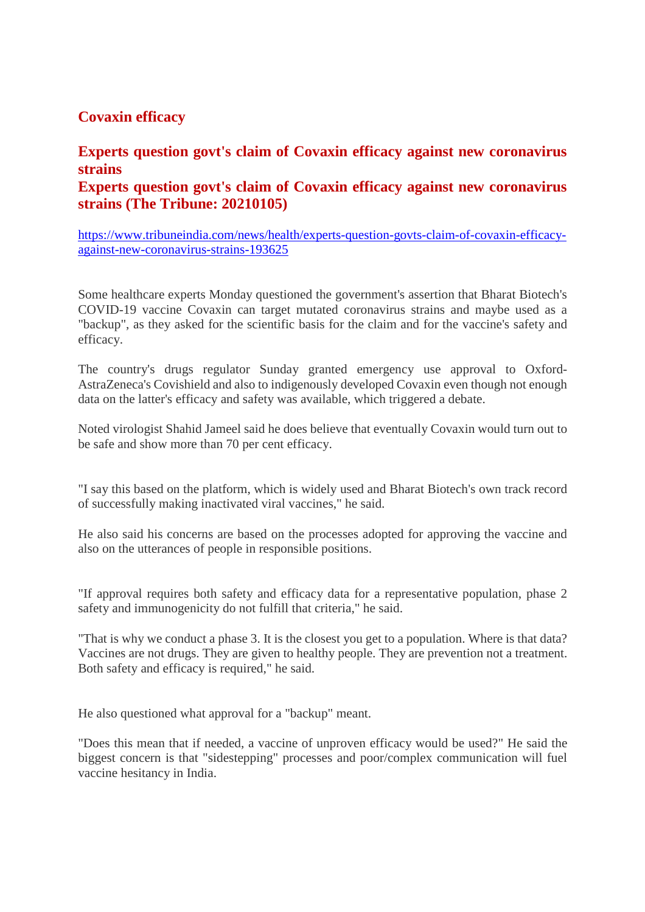## Covaxin efficacy

### Experts question govt's claim of Covaxin efficacy against new coronavirus strains

### Experts question govt's claim of Covaxin efficacy against new coronavirus strains (The Tribune: 20210105)

https://www.tribuneindia.com/news/health/experts-question-govts-claim-of-covaxin-efficacy-against-new-coronavirus-strains-193625

Some healthcare experts Monday questioned the government's assertion that Bharat Biotech's COVID-19 vaccine Covaxin can target mutated coronavirus strains and maybe used as a "backup", as they asked for the scientific basis for the claim and for the vaccine's safety and efficacy.

The country's drugs regulator Sunday granted emergency use approval to Oxford-AstraZeneca's Covishield and also to indigenously developed Covaxin even though not enough data on the latter's efficacy and safety was available, which triggered a debate.

Noted virologist Shahid Jameel said he does believe that eventually Covaxin would turn out to be safe and show more than 70 per cent efficacy.

"I say this based on the platform, which is widely used and Bharat Biotech's own track record of successfully making inactivated viral vaccines," he said.

He also said his concerns are based on the processes adopted for approving the vaccine and also on the utterances of people in responsible positions.

"If approval requires both safety and efficacy data for a representative population, phase 2 safety and immunogenicity do not fulfill that criteria," he said.

"That is why we conduct a phase 3. It is the closest you get to a population. Where is that data? Vaccines are not drugs. They are given to healthy people. They are prevention not a treatment. Both safety and efficacy is required," he said.

He also questioned what approval for a "backup" meant.

"Does this mean that if needed, a vaccine of unproven efficacy would be used?" He said the biggest concern is that "sidestepping" processes and poor/complex communication will fuel vaccine hesitancy in India.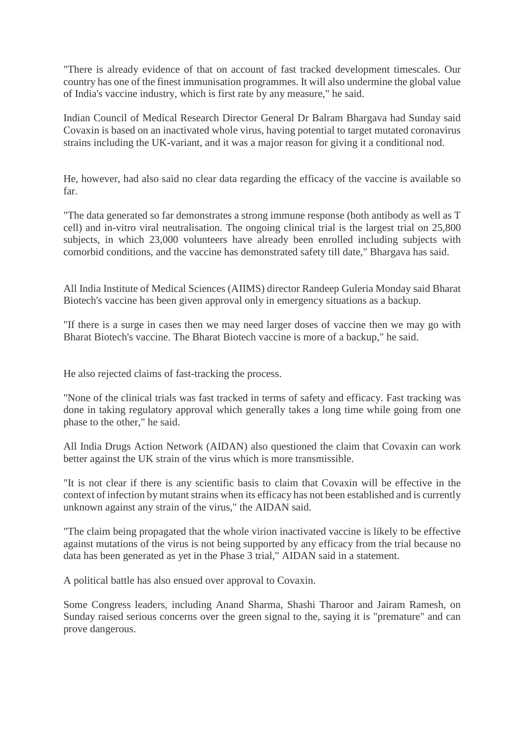"There is already evidence of that on account of fast tracked development timescales. Our country has one of the finest immunisation programmes. It will also undermine the global value of India's vaccine industry, which is first rate by any measure," he said.

Indian Council of Medical Research Director General Dr Balram Bhargava had Sunday said Covaxin is based on an inactivated whole virus, having potential to target mutated coronavirus strains including the UK-variant, and it was a major reason for giving it a conditional nod.

He, however, had also said no clear data regarding the efficacy of the vaccine is available so far.

"The data generated so far demonstrates a strong immune response (both antibody as well as T cell) and in-vitro viral neutralisation. The ongoing clinical trial is the largest trial on 25,800 subjects, in which 23,000 volunteers have already been enrolled including subjects with comorbid conditions, and the vaccine has demonstrated safety till date," Bhargava has said.

All India Institute of Medical Sciences (AIIMS) director Randeep Guleria Monday said Bharat Biotech's vaccine has been given approval only in emergency situations as a backup.

"If there is a surge in cases then we may need larger doses of vaccine then we may go with Bharat Biotech's vaccine. The Bharat Biotech vaccine is more of a backup," he said.

He also rejected claims of fast-tracking the process.

"None of the clinical trials was fast tracked in terms of safety and efficacy. Fast tracking was done in taking regulatory approval which generally takes a long time while going from one phase to the other," he said.

All India Drugs Action Network (AIDAN) also questioned the claim that Covaxin can work better against the UK strain of the virus which is more transmissible.

"It is not clear if there is any scientific basis to claim that Covaxin will be effective in the context of infection by mutant strains when its efficacy has not been established and is currently unknown against any strain of the virus," the AIDAN said.

"The claim being propagated that the whole virion inactivated vaccine is likely to be effective against mutations of the virus is not being supported by any efficacy from the trial because no data has been generated as yet in the Phase 3 trial," AIDAN said in a statement.

A political battle has also ensued over approval to Covaxin.

Some Congress leaders, including Anand Sharma, Shashi Tharoor and Jairam Ramesh, on Sunday raised serious concerns over the green signal to the, saying it is "premature" and can prove dangerous.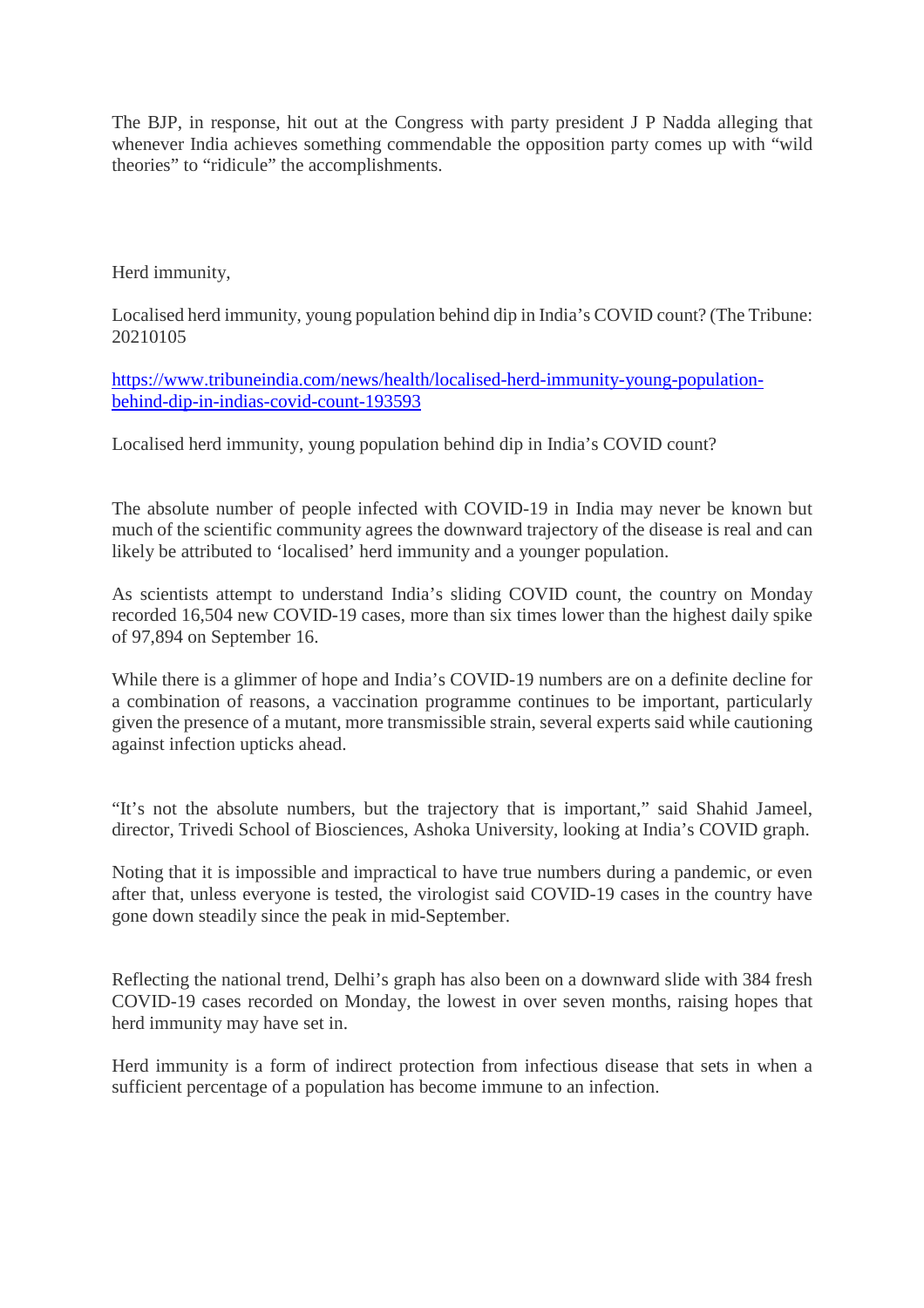The BJP, in response, hit out at the Congress with party president J P Nadda alleging that whenever India achieves something commendable the opposition party comes up with "wild theories" to "ridicule" the accomplishments.

Herd immunity,

Localised herd immunity, young population behind dip in India's COVID count? (The Tribune: 20210105

[https://www.tribuneindia.com/news/health/localised-herd-immunity-young-population-behind-dip-in-indias-covid-count-193593](https://www.tribuneindia.com/news/health/localised-herd-immunity-young-population-behind-dip-in-indias-covid-count-193593)

Localised herd immunity, young population behind dip in India's COVID count?

The absolute number of people infected with COVID-19 in India may never be known but much of the scientific community agrees the downward trajectory of the disease is real and can likely be attributed to 'localised' herd immunity and a younger population.

As scientists attempt to understand India's sliding COVID count, the country on Monday recorded 16,504 new COVID-19 cases, more than six times lower than the highest daily spike of 97,894 on September 16.

While there is a glimmer of hope and India's COVID-19 numbers are on a definite decline for a combination of reasons, a vaccination programme continues to be important, particularly given the presence of a mutant, more transmissible strain, several experts said while cautioning against infection upticks ahead.

"It's not the absolute numbers, but the trajectory that is important," said Shahid Jameel, director, Trivedi School of Biosciences, Ashoka University, looking at India's COVID graph.

Noting that it is impossible and impractical to have true numbers during a pandemic, or even after that, unless everyone is tested, the virologist said COVID-19 cases in the country have gone down steadily since the peak in mid-September.

Reflecting the national trend, Delhi's graph has also been on a downward slide with 384 fresh COVID-19 cases recorded on Monday, the lowest in over seven months, raising hopes that herd immunity may have set in.

Herd immunity is a form of indirect protection from infectious disease that sets in when a sufficient percentage of a population has become immune to an infection.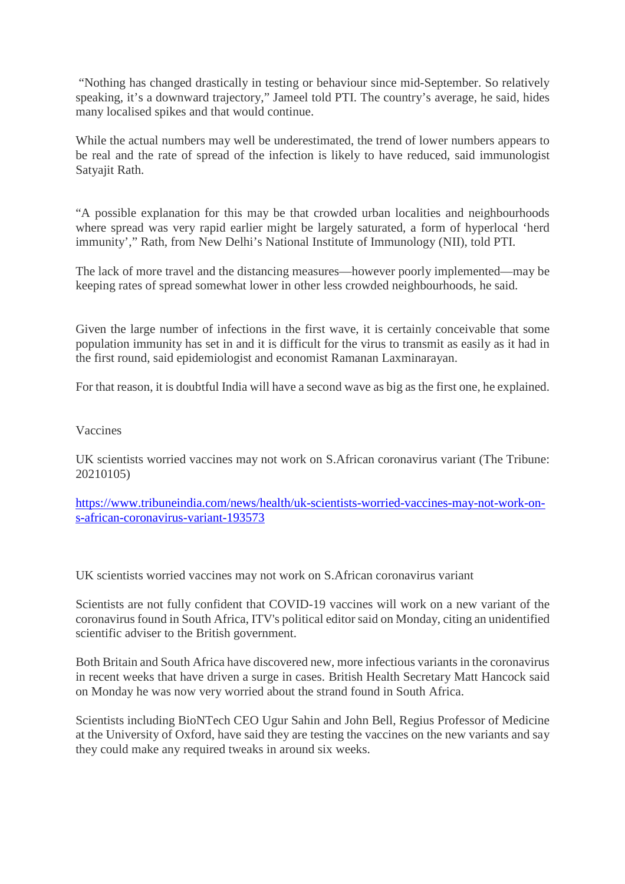"Nothing has changed drastically in testing or behaviour since mid-September. So relatively speaking, it's a downward trajectory," Jameel told PTI. The country's average, he said, hides many localised spikes and that would continue.

While the actual numbers may well be underestimated, the trend of lower numbers appears to be real and the rate of spread of the infection is likely to have reduced, said immunologist Satyajit Rath.

"A possible explanation for this may be that crowded urban localities and neighbourhoods where spread was very rapid earlier might be largely saturated, a form of hyperlocal 'herd immunity'," Rath, from New Delhi's National Institute of Immunology (NII), told PTI.

The lack of more travel and the distancing measures—however poorly implemented—may be keeping rates of spread somewhat lower in other less crowded neighbourhoods, he said.

Given the large number of infections in the first wave, it is certainly conceivable that some population immunity has set in and it is difficult for the virus to transmit as easily as it had in the first round, said epidemiologist and economist Ramanan Laxminarayan.

For that reason, it is doubtful India will have a second wave as big as the first one, he explained.

Vaccines

UK scientists worried vaccines may not work on S.African coronavirus variant (The Tribune: 20210105)

https://www.tribuneindia.com/news/health/uk-scientists-worried-vaccines-may-not-work-on-s-african-coronavirus-variant-193573

UK scientists worried vaccines may not work on S.African coronavirus variant

Scientists are not fully confident that COVID-19 vaccines will work on a new variant of the coronavirus found in South Africa, ITV's political editor said on Monday, citing an unidentified scientific adviser to the British government.

Both Britain and South Africa have discovered new, more infectious variants in the coronavirus in recent weeks that have driven a surge in cases. British Health Secretary Matt Hancock said on Monday he was now very worried about the strand found in South Africa.

Scientists including BioNTech CEO Ugur Sahin and John Bell, Regius Professor of Medicine at the University of Oxford, have said they are testing the vaccines on the new variants and say they could make any required tweaks in around six weeks.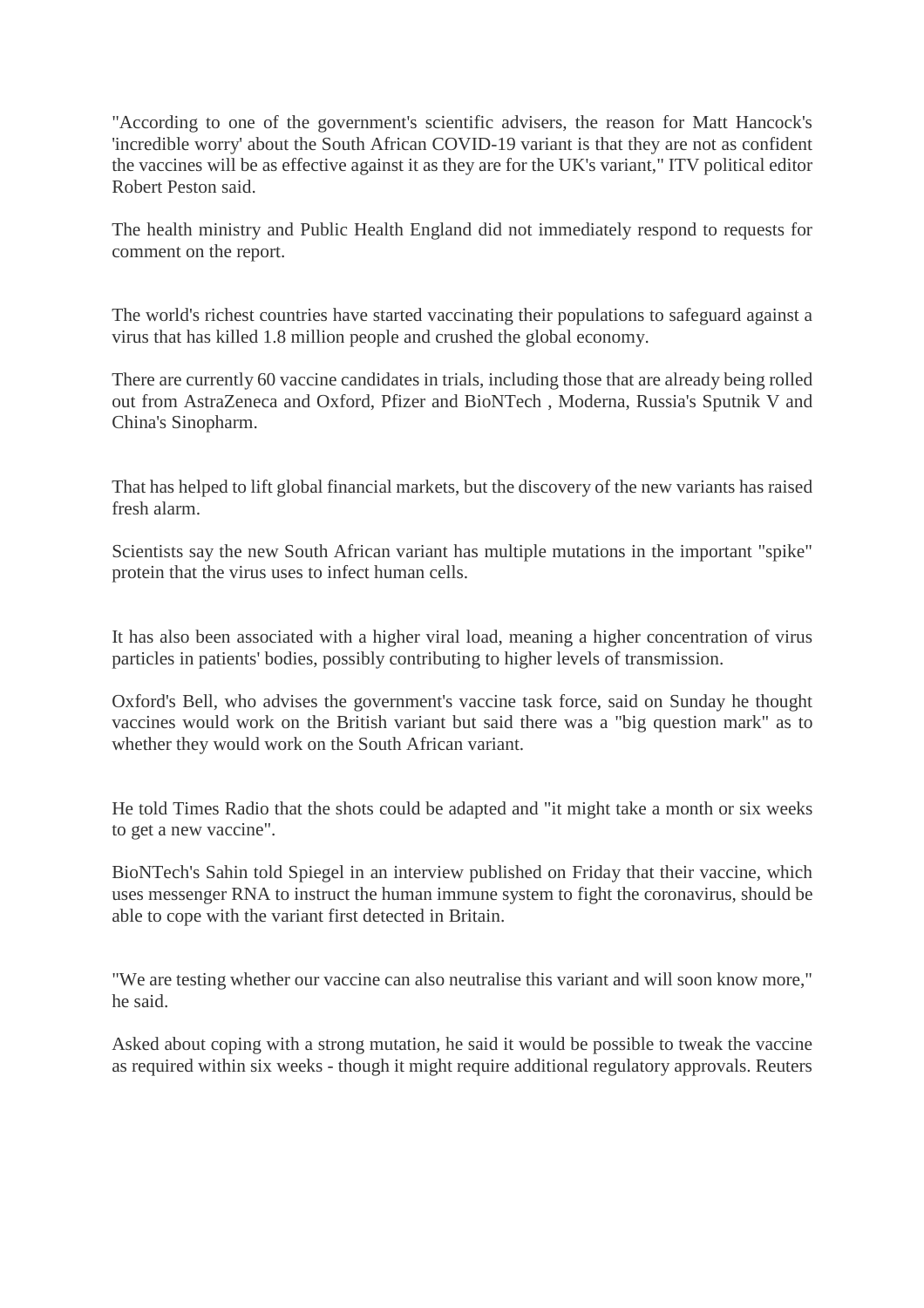"According to one of the government's scientific advisers, the reason for Matt Hancock's 'incredible worry' about the South African COVID-19 variant is that they are not as confident the vaccines will be as effective against it as they are for the UK's variant," ITV political editor Robert Peston said.

The health ministry and Public Health England did not immediately respond to requests for comment on the report.

The world's richest countries have started vaccinating their populations to safeguard against a virus that has killed 1.8 million people and crushed the global economy.

There are currently 60 vaccine candidates in trials, including those that are already being rolled out from AstraZeneca and Oxford, Pfizer and BioNTech , Moderna, Russia's Sputnik V and China's Sinopharm.

That has helped to lift global financial markets, but the discovery of the new variants has raised fresh alarm.

Scientists say the new South African variant has multiple mutations in the important "spike" protein that the virus uses to infect human cells.

It has also been associated with a higher viral load, meaning a higher concentration of virus particles in patients' bodies, possibly contributing to higher levels of transmission.

Oxford's Bell, who advises the government's vaccine task force, said on Sunday he thought vaccines would work on the British variant but said there was a "big question mark" as to whether they would work on the South African variant.

He told Times Radio that the shots could be adapted and "it might take a month or six weeks to get a new vaccine".

BioNTech's Sahin told Spiegel in an interview published on Friday that their vaccine, which uses messenger RNA to instruct the human immune system to fight the coronavirus, should be able to cope with the variant first detected in Britain.

"We are testing whether our vaccine can also neutralise this variant and will soon know more," he said.

Asked about coping with a strong mutation, he said it would be possible to tweak the vaccine as required within six weeks - though it might require additional regulatory approvals. Reuters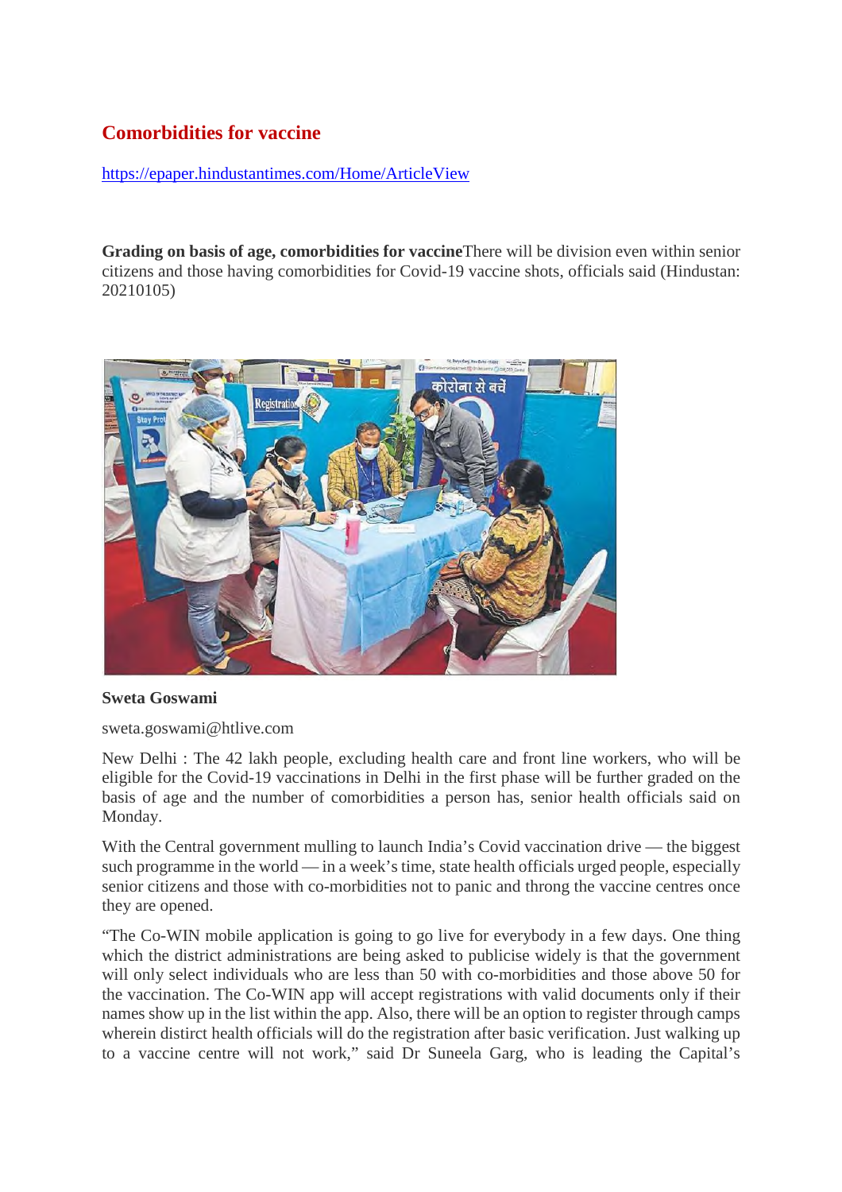## Comorbidities for vaccine

https://epaper.hindustantimes.com/Home/ArticleView

**Grading on basis of age, comorbidities for vaccine**There will be division even within senior citizens and those having comorbidities for Covid-19 vaccine shots, officials said (Hindustan: 20210105)

**Sweta Goswami**

sweta.goswami@htlive.com

New Delhi : The 42 lakh people, excluding health care and front line workers, who will be eligible for the Covid-19 vaccinations in Delhi in the first phase will be further graded on the basis of age and the number of comorbidities a person has, senior health officials said on Monday.

With the Central government mulling to launch India's Covid vaccination drive — the biggest such programme in the world — in a week's time, state health officials urged people, especially senior citizens and those with co-morbidities not to panic and throng the vaccine centres once they are opened.

"The Co-WIN mobile application is going to go live for everybody in a few days. One thing which the district administrations are being asked to publicise widely is that the government will only select individuals who are less than 50 with co-morbidities and those above 50 for the vaccination. The Co-WIN app will accept registrations with valid documents only if their names show up in the list within the app. Also, there will be an option to register through camps wherein distirct health officials will do the registration after basic verification. Just walking up to a vaccine centre will not work," said Dr Suneela Garg, who is leading the Capital's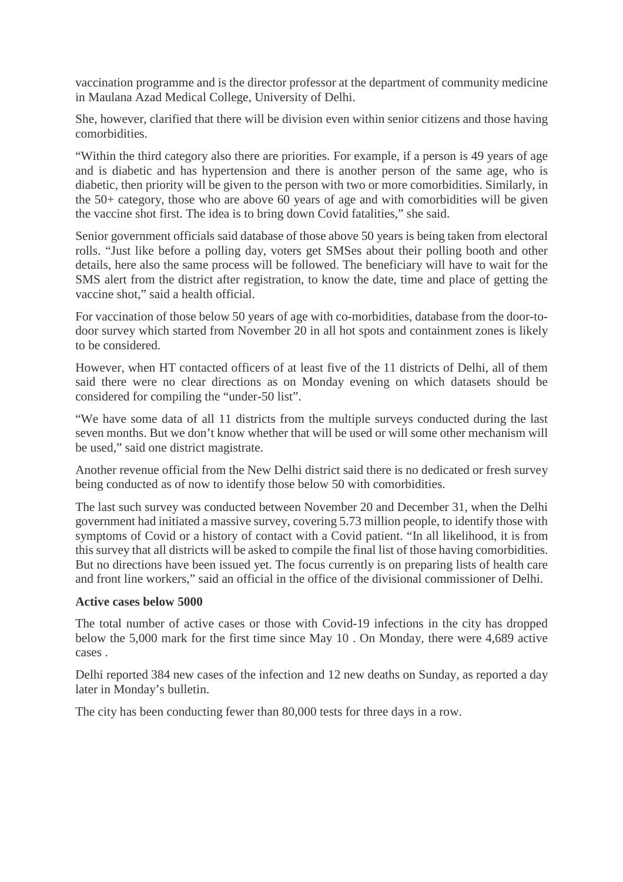vaccination programme and is the director professor at the department of community medicine in Maulana Azad Medical College, University of Delhi.

She, however, clarified that there will be division even within senior citizens and those having comorbidities.

"Within the third category also there are priorities. For example, if a person is 49 years of age and is diabetic and has hypertension and there is another person of the same age, who is diabetic, then priority will be given to the person with two or more comorbidities. Similarly, in the 50+ category, those who are above 60 years of age and with comorbidities will be given the vaccine shot first. The idea is to bring down Covid fatalities," she said.

Senior government officials said database of those above 50 years is being taken from electoral rolls. "Just like before a polling day, voters get SMSes about their polling booth and other details, here also the same process will be followed. The beneficiary will have to wait for the SMS alert from the district after registration, to know the date, time and place of getting the vaccine shot," said a health official.

For vaccination of those below 50 years of age with co-morbidities, database from the door-to-door survey which started from November 20 in all hot spots and containment zones is likely to be considered.

However, when HT contacted officers of at least five of the 11 districts of Delhi, all of them said there were no clear directions as on Monday evening on which datasets should be considered for compiling the "under-50 list".

"We have some data of all 11 districts from the multiple surveys conducted during the last seven months. But we don't know whether that will be used or will some other mechanism will be used," said one district magistrate.

Another revenue official from the New Delhi district said there is no dedicated or fresh survey being conducted as of now to identify those below 50 with comorbidities.

The last such survey was conducted between November 20 and December 31, when the Delhi government had initiated a massive survey, covering 5.73 million people, to identify those with symptoms of Covid or a history of contact with a Covid patient. "In all likelihood, it is from this survey that all districts will be asked to compile the final list of those having comorbidities. But no directions have been issued yet. The focus currently is on preparing lists of health care and front line workers," said an official in the office of the divisional commissioner of Delhi.

**Active cases below 5000**

The total number of active cases or those with Covid-19 infections in the city has dropped below the 5,000 mark for the first time since May 10 . On Monday, there were 4,689 active cases .

Delhi reported 384 new cases of the infection and 12 new deaths on Sunday, as reported a day later in Monday's bulletin.

The city has been conducting fewer than 80,000 tests for three days in a row.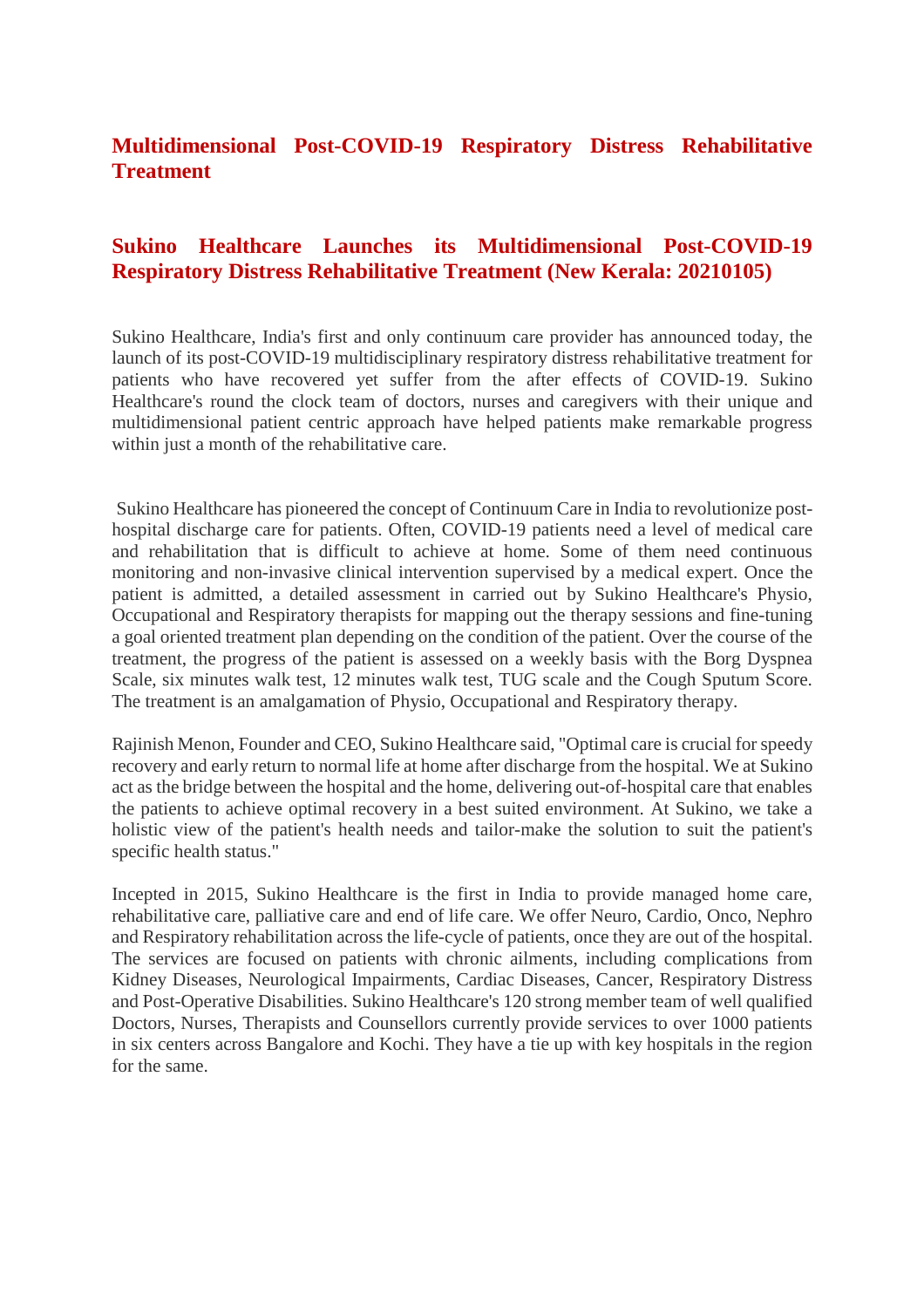# Multidimensional Post-COVID-19 Respiratory Distress Rehabilitative Treatment

## Sukino Healthcare Launches its Multidimensional Post-COVID-19 Respiratory Distress Rehabilitative Treatment (New Kerala: 20210105)

Sukino Healthcare, India's first and only continuum care provider has announced today, the launch of its post-COVID-19 multidisciplinary respiratory distress rehabilitative treatment for patients who have recovered yet suffer from the after effects of COVID-19. Sukino Healthcare's round the clock team of doctors, nurses and caregivers with their unique and multidimensional patient centric approach have helped patients make remarkable progress within just a month of the rehabilitative care.

Sukino Healthcare has pioneered the concept of Continuum Care in India to revolutionize post-hospital discharge care for patients. Often, COVID-19 patients need a level of medical care and rehabilitation that is difficult to achieve at home. Some of them need continuous monitoring and non-invasive clinical intervention supervised by a medical expert. Once the patient is admitted, a detailed assessment in carried out by Sukino Healthcare's Physio, Occupational and Respiratory therapists for mapping out the therapy sessions and fine-tuning a goal oriented treatment plan depending on the condition of the patient. Over the course of the treatment, the progress of the patient is assessed on a weekly basis with the Borg Dyspnea Scale, six minutes walk test, 12 minutes walk test, TUG scale and the Cough Sputum Score. The treatment is an amalgamation of Physio, Occupational and Respiratory therapy.

Rajinish Menon, Founder and CEO, Sukino Healthcare said, "Optimal care is crucial for speedy recovery and early return to normal life at home after discharge from the hospital. We at Sukino act as the bridge between the hospital and the home, delivering out-of-hospital care that enables the patients to achieve optimal recovery in a best suited environment. At Sukino, we take a holistic view of the patient's health needs and tailor-make the solution to suit the patient's specific health status."

Incepted in 2015, Sukino Healthcare is the first in India to provide managed home care, rehabilitative care, palliative care and end of life care. We offer Neuro, Cardio, Onco, Nephro and Respiratory rehabilitation across the life-cycle of patients, once they are out of the hospital. The services are focused on patients with chronic ailments, including complications from Kidney Diseases, Neurological Impairments, Cardiac Diseases, Cancer, Respiratory Distress and Post-Operative Disabilities. Sukino Healthcare's 120 strong member team of well qualified Doctors, Nurses, Therapists and Counsellors currently provide services to over 1000 patients in six centers across Bangalore and Kochi. They have a tie up with key hospitals in the region for the same.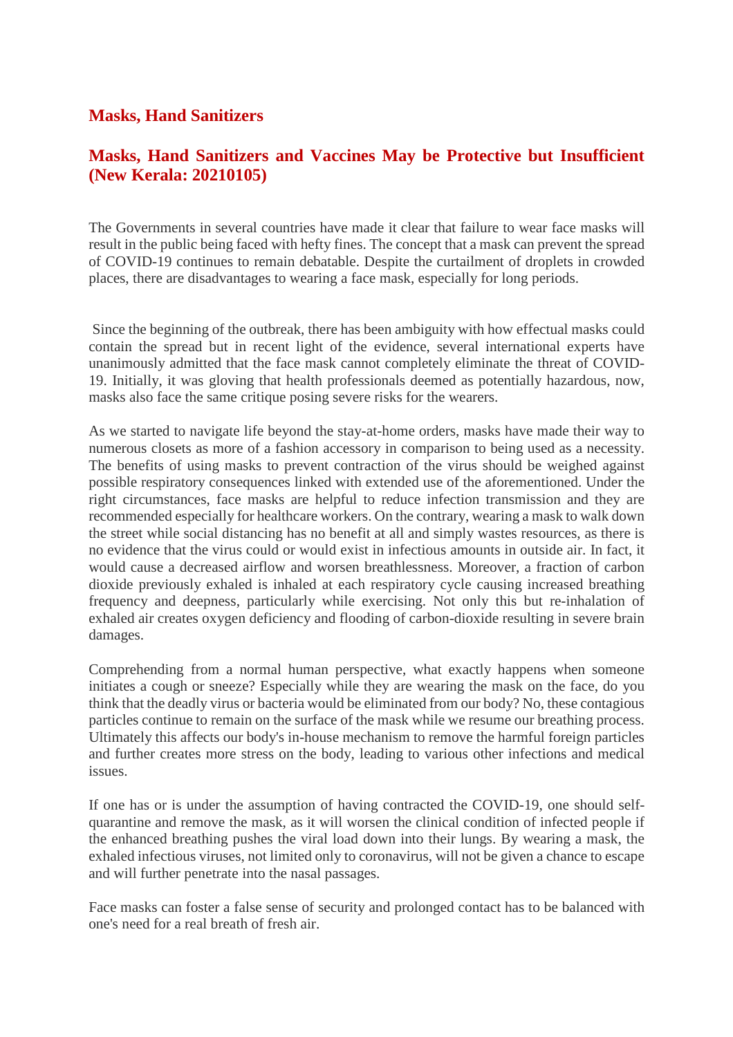## Masks, Hand Sanitizers

## Masks, Hand Sanitizers and Vaccines May be Protective but Insufficient (New Kerala: 20210105)

The Governments in several countries have made it clear that failure to wear face masks will result in the public being faced with hefty fines. The concept that a mask can prevent the spread of COVID-19 continues to remain debatable. Despite the curtailment of droplets in crowded places, there are disadvantages to wearing a face mask, especially for long periods.

Since the beginning of the outbreak, there has been ambiguity with how effectual masks could contain the spread but in recent light of the evidence, several international experts have unanimously admitted that the face mask cannot completely eliminate the threat of COVID-19. Initially, it was gloving that health professionals deemed as potentially hazardous, now, masks also face the same critique posing severe risks for the wearers.

As we started to navigate life beyond the stay-at-home orders, masks have made their way to numerous closets as more of a fashion accessory in comparison to being used as a necessity. The benefits of using masks to prevent contraction of the virus should be weighed against possible respiratory consequences linked with extended use of the aforementioned. Under the right circumstances, face masks are helpful to reduce infection transmission and they are recommended especially for healthcare workers. On the contrary, wearing a mask to walk down the street while social distancing has no benefit at all and simply wastes resources, as there is no evidence that the virus could or would exist in infectious amounts in outside air. In fact, it would cause a decreased airflow and worsen breathlessness. Moreover, a fraction of carbon dioxide previously exhaled is inhaled at each respiratory cycle causing increased breathing frequency and deepness, particularly while exercising. Not only this but re-inhalation of exhaled air creates oxygen deficiency and flooding of carbon-dioxide resulting in severe brain damages.

Comprehending from a normal human perspective, what exactly happens when someone initiates a cough or sneeze? Especially while they are wearing the mask on the face, do you think that the deadly virus or bacteria would be eliminated from our body? No, these contagious particles continue to remain on the surface of the mask while we resume our breathing process. Ultimately this affects our body's in-house mechanism to remove the harmful foreign particles and further creates more stress on the body, leading to various other infections and medical issues.

If one has or is under the assumption of having contracted the COVID-19, one should self-quarantine and remove the mask, as it will worsen the clinical condition of infected people if the enhanced breathing pushes the viral load down into their lungs. By wearing a mask, the exhaled infectious viruses, not limited only to coronavirus, will not be given a chance to escape and will further penetrate into the nasal passages.

Face masks can foster a false sense of security and prolonged contact has to be balanced with one's need for a real breath of fresh air.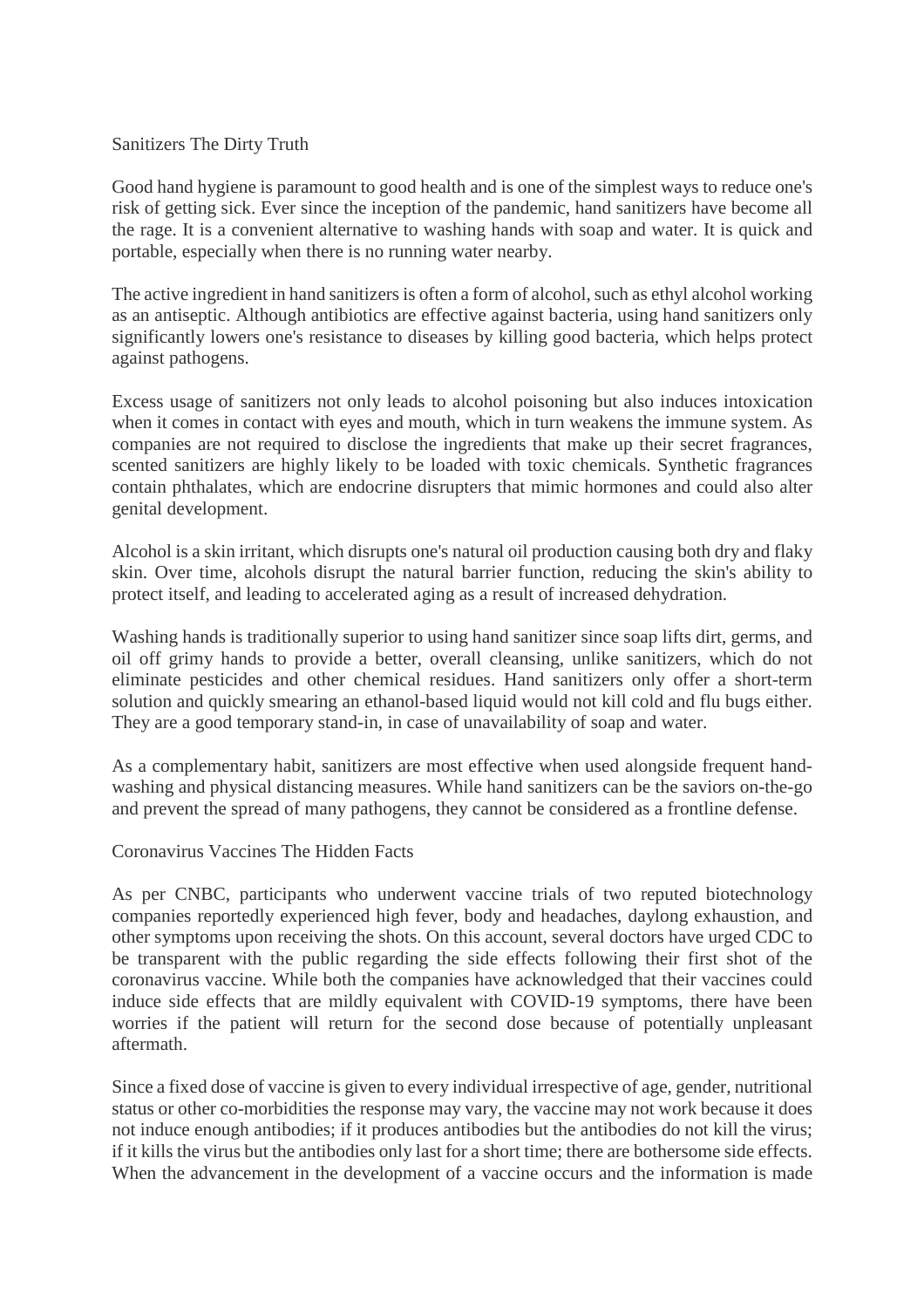## Sanitizers The Dirty Truth

Good hand hygiene is paramount to good health and is one of the simplest ways to reduce one's risk of getting sick. Ever since the inception of the pandemic, hand sanitizers have become all the rage. It is a convenient alternative to washing hands with soap and water. It is quick and portable, especially when there is no running water nearby.

The active ingredient in hand sanitizers is often a form of alcohol, such as ethyl alcohol working as an antiseptic. Although antibiotics are effective against bacteria, using hand sanitizers only significantly lowers one's resistance to diseases by killing good bacteria, which helps protect against pathogens.

Excess usage of sanitizers not only leads to alcohol poisoning but also induces intoxication when it comes in contact with eyes and mouth, which in turn weakens the immune system. As companies are not required to disclose the ingredients that make up their secret fragrances, scented sanitizers are highly likely to be loaded with toxic chemicals. Synthetic fragrances contain phthalates, which are endocrine disrupters that mimic hormones and could also alter genital development.

Alcohol is a skin irritant, which disrupts one's natural oil production causing both dry and flaky skin. Over time, alcohols disrupt the natural barrier function, reducing the skin's ability to protect itself, and leading to accelerated aging as a result of increased dehydration.

Washing hands is traditionally superior to using hand sanitizer since soap lifts dirt, germs, and oil off grimy hands to provide a better, overall cleansing, unlike sanitizers, which do not eliminate pesticides and other chemical residues. Hand sanitizers only offer a short-term solution and quickly smearing an ethanol-based liquid would not kill cold and flu bugs either. They are a good temporary stand-in, in case of unavailability of soap and water.

As a complementary habit, sanitizers are most effective when used alongside frequent hand-washing and physical distancing measures. While hand sanitizers can be the saviors on-the-go and prevent the spread of many pathogens, they cannot be considered as a frontline defense.

## Coronavirus Vaccines The Hidden Facts

As per CNBC, participants who underwent vaccine trials of two reputed biotechnology companies reportedly experienced high fever, body and headaches, daylong exhaustion, and other symptoms upon receiving the shots. On this account, several doctors have urged CDC to be transparent with the public regarding the side effects following their first shot of the coronavirus vaccine. While both the companies have acknowledged that their vaccines could induce side effects that are mildly equivalent with COVID-19 symptoms, there have been worries if the patient will return for the second dose because of potentially unpleasant aftermath.

Since a fixed dose of vaccine is given to every individual irrespective of age, gender, nutritional status or other co-morbidities the response may vary, the vaccine may not work because it does not induce enough antibodies; if it produces antibodies but the antibodies do not kill the virus; if it kills the virus but the antibodies only last for a short time; there are bothersome side effects. When the advancement in the development of a vaccine occurs and the information is made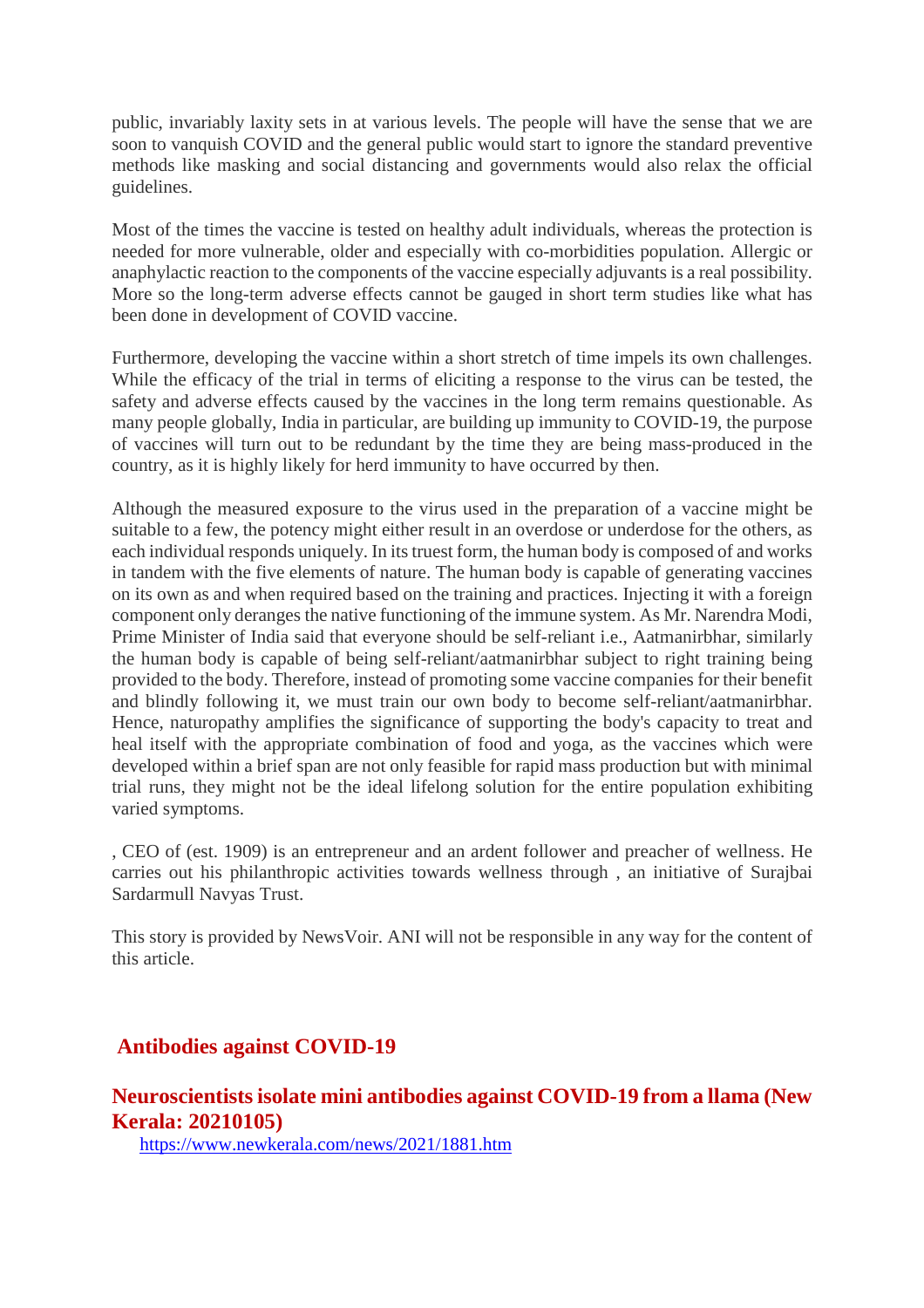public, invariably laxity sets in at various levels. The people will have the sense that we are soon to vanquish COVID and the general public would start to ignore the standard preventive methods like masking and social distancing and governments would also relax the official guidelines.

Most of the times the vaccine is tested on healthy adult individuals, whereas the protection is needed for more vulnerable, older and especially with co-morbidities population. Allergic or anaphylactic reaction to the components of the vaccine especially adjuvants is a real possibility. More so the long-term adverse effects cannot be gauged in short term studies like what has been done in development of COVID vaccine.

Furthermore, developing the vaccine within a short stretch of time impels its own challenges. While the efficacy of the trial in terms of eliciting a response to the virus can be tested, the safety and adverse effects caused by the vaccines in the long term remains questionable. As many people globally, India in particular, are building up immunity to COVID-19, the purpose of vaccines will turn out to be redundant by the time they are being mass-produced in the country, as it is highly likely for herd immunity to have occurred by then.

Although the measured exposure to the virus used in the preparation of a vaccine might be suitable to a few, the potency might either result in an overdose or underdose for the others, as each individual responds uniquely. In its truest form, the human body is composed of and works in tandem with the five elements of nature. The human body is capable of generating vaccines on its own as and when required based on the training and practices. Injecting it with a foreign component only deranges the native functioning of the immune system. As Mr. Narendra Modi, Prime Minister of India said that everyone should be self-reliant i.e., Aatmanirbhar, similarly the human body is capable of being self-reliant/aatmanirbhar subject to right training being provided to the body. Therefore, instead of promoting some vaccine companies for their benefit and blindly following it, we must train our own body to become self-reliant/aatmanirbhar. Hence, naturopathy amplifies the significance of supporting the body's capacity to treat and heal itself with the appropriate combination of food and yoga, as the vaccines which were developed within a brief span are not only feasible for rapid mass production but with minimal trial runs, they might not be the ideal lifelong solution for the entire population exhibiting varied symptoms.

, CEO of (est. 1909) is an entrepreneur and an ardent follower and preacher of wellness. He carries out his philanthropic activities towards wellness through , an initiative of Surajbai Sardarmull Navyas Trust.

This story is provided by NewsVoir. ANI will not be responsible in any way for the content of this article.

## Antibodies against COVID-19

### Neuroscientists isolate mini antibodies against COVID-19 from a llama (New Kerala: 20210105)

https://www.newkerala.com/news/2021/1881.htm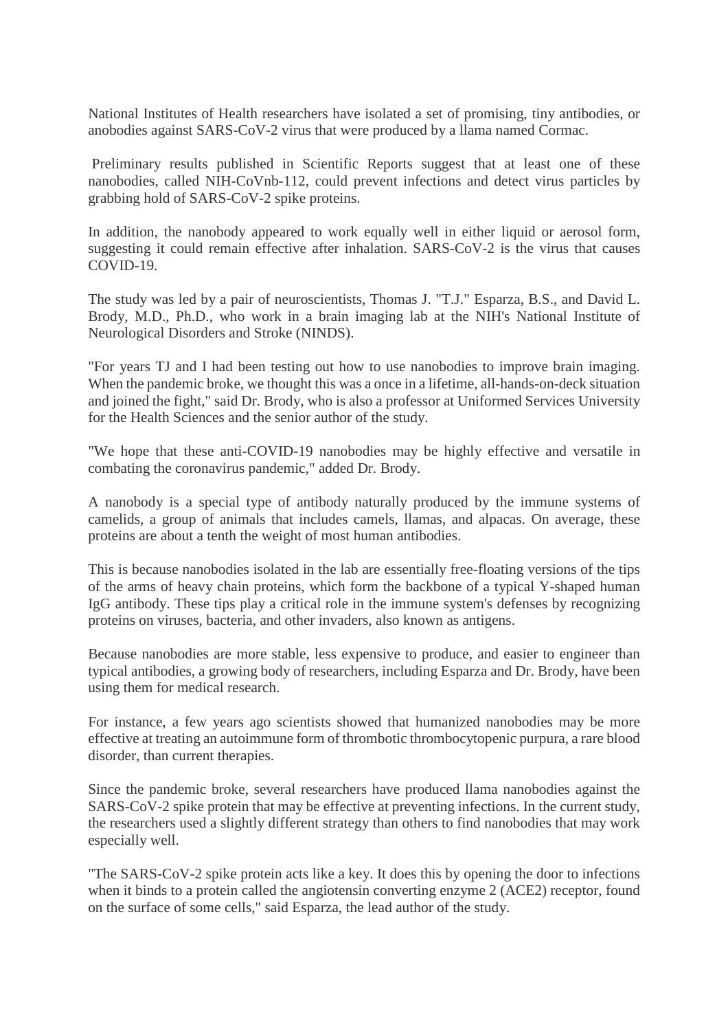National Institutes of Health researchers have isolated a set of promising, tiny antibodies, or anobodies against SARS-CoV-2 virus that were produced by a llama named Cormac.

Preliminary results published in Scientific Reports suggest that at least one of these nanobodies, called NIH-CoVnb-112, could prevent infections and detect virus particles by grabbing hold of SARS-CoV-2 spike proteins.

In addition, the nanobody appeared to work equally well in either liquid or aerosol form, suggesting it could remain effective after inhalation. SARS-CoV-2 is the virus that causes COVID-19.

The study was led by a pair of neuroscientists, Thomas J. "T.J." Esparza, B.S., and David L. Brody, M.D., Ph.D., who work in a brain imaging lab at the NIH's National Institute of Neurological Disorders and Stroke (NINDS).

"For years TJ and I had been testing out how to use nanobodies to improve brain imaging. When the pandemic broke, we thought this was a once in a lifetime, all-hands-on-deck situation and joined the fight," said Dr. Brody, who is also a professor at Uniformed Services University for the Health Sciences and the senior author of the study.

"We hope that these anti-COVID-19 nanobodies may be highly effective and versatile in combating the coronavirus pandemic," added Dr. Brody.

A nanobody is a special type of antibody naturally produced by the immune systems of camelids, a group of animals that includes camels, llamas, and alpacas. On average, these proteins are about a tenth the weight of most human antibodies.

This is because nanobodies isolated in the lab are essentially free-floating versions of the tips of the arms of heavy chain proteins, which form the backbone of a typical Y-shaped human IgG antibody. These tips play a critical role in the immune system's defenses by recognizing proteins on viruses, bacteria, and other invaders, also known as antigens.

Because nanobodies are more stable, less expensive to produce, and easier to engineer than typical antibodies, a growing body of researchers, including Esparza and Dr. Brody, have been using them for medical research.

For instance, a few years ago scientists showed that humanized nanobodies may be more effective at treating an autoimmune form of thrombotic thrombocytopenic purpura, a rare blood disorder, than current therapies.

Since the pandemic broke, several researchers have produced llama nanobodies against the SARS-CoV-2 spike protein that may be effective at preventing infections. In the current study, the researchers used a slightly different strategy than others to find nanobodies that may work especially well.

"The SARS-CoV-2 spike protein acts like a key. It does this by opening the door to infections when it binds to a protein called the angiotensin converting enzyme 2 (ACE2) receptor, found on the surface of some cells," said Esparza, the lead author of the study.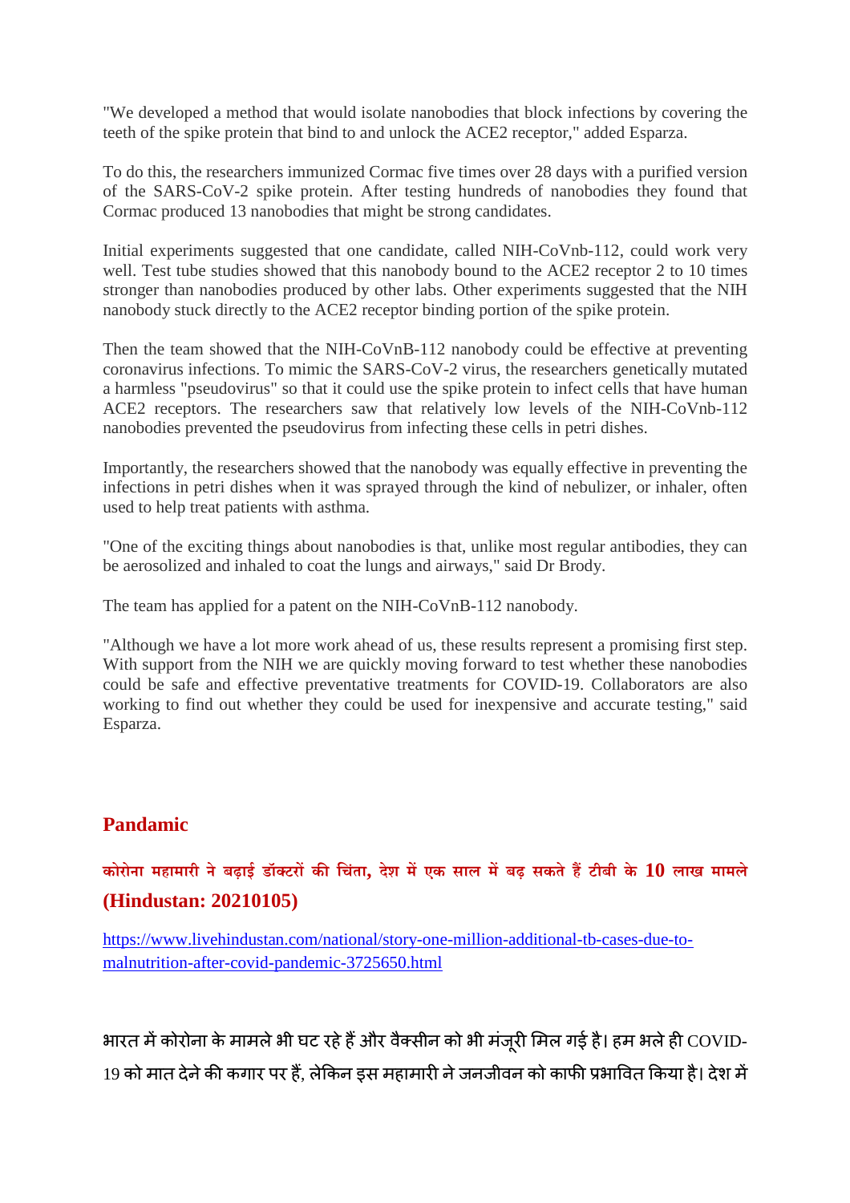"We developed a method that would isolate nanobodies that block infections by covering the teeth of the spike protein that bind to and unlock the ACE2 receptor," added Esparza.

To do this, the researchers immunized Cormac five times over 28 days with a purified version of the SARS-CoV-2 spike protein. After testing hundreds of nanobodies they found that Cormac produced 13 nanobodies that might be strong candidates.

Initial experiments suggested that one candidate, called NIH-CoVnb-112, could work very well. Test tube studies showed that this nanobody bound to the ACE2 receptor 2 to 10 times stronger than nanobodies produced by other labs. Other experiments suggested that the NIH nanobody stuck directly to the ACE2 receptor binding portion of the spike protein.

Then the team showed that the NIH-CoVnB-112 nanobody could be effective at preventing coronavirus infections. To mimic the SARS-CoV-2 virus, the researchers genetically mutated a harmless "pseudovirus" so that it could use the spike protein to infect cells that have human ACE2 receptors. The researchers saw that relatively low levels of the NIH-CoVnb-112 nanobodies prevented the pseudovirus from infecting these cells in petri dishes.

Importantly, the researchers showed that the nanobody was equally effective in preventing the infections in petri dishes when it was sprayed through the kind of nebulizer, or inhaler, often used to help treat patients with asthma.

"One of the exciting things about nanobodies is that, unlike most regular antibodies, they can be aerosolized and inhaled to coat the lungs and airways," said Dr Brody.

The team has applied for a patent on the NIH-CoVnB-112 nanobody.

"Although we have a lot more work ahead of us, these results represent a promising first step. With support from the NIH we are quickly moving forward to test whether these nanobodies could be safe and effective preventative treatments for COVID-19. Collaborators are also working to find out whether they could be used for inexpensive and accurate testing," said Esparza.

## Pandamic

### कोरोना महामारी ने बढ़ाई डॉक्टरों की चिंता, देश में एक साल में बढ़ सकते हैं टीबी के 10 लाख मामले (Hindustan: 20210105)

https://www.livehindustan.com/national/story-one-million-additional-tb-cases-due-to-malnutrition-after-covid-pandemic-3725650.html

भारत में कोरोना के मामले भी घट रहे हैं और वैक्सीन को भी मंजूरी मिल गई है। हम भले ही COVID-19 को मात देने की कगार पर हैं, लेकिन इस महामारी ने जनजीवन को काफी प्रभावित किया है। देश में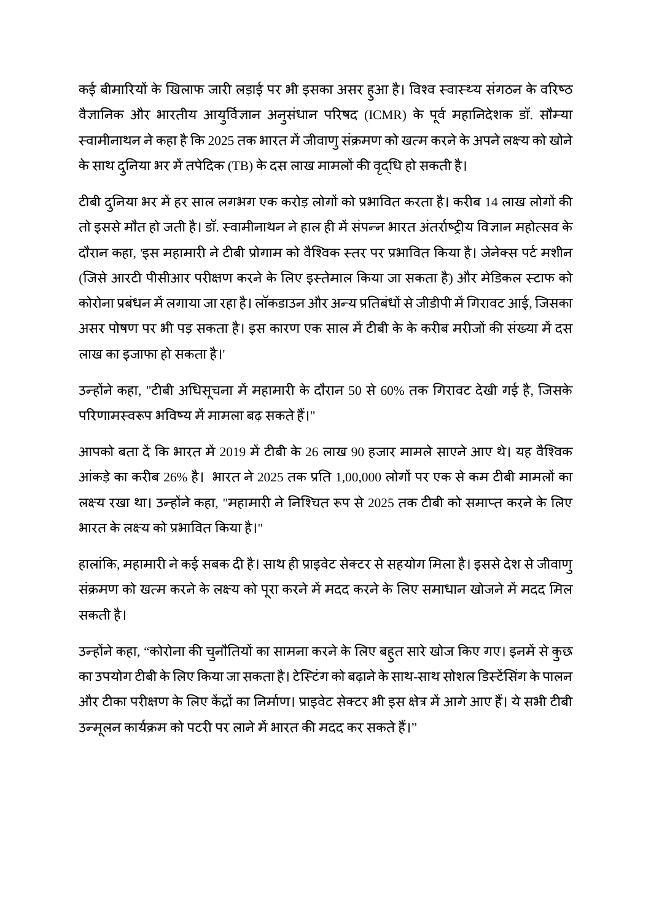कई बीमारियों के खिलाफ जारी लड़ाई पर भी इसका असर हुआ है। विश्व स्वास्थ्य संगठन के वरिष्ठ वैज्ञानिक और भारतीय आयुर्विज्ञान अनुसंधान परिषद (ICMR) के पूर्व महानिदेशक डॉ. सौम्या स्वामीनाथन ने कहा है कि 2025 तक भारत में जीवाणु संक्रमण को खत्म करने के अपने लक्ष्य को खोने के साथ दुनिया भर में तपेदिक (TB) के दस लाख मामलों की वृद्धि हो सकती है।

टीबी दुनिया भर में हर साल लगभग एक करोड़ लोगों को प्रभावित करता है। करीब 14 लाख लोगों की तो इससे मौत हो जती है। डॉ. स्वामीनाथन ने हाल ही में संपन्न भारत अंतर्राष्ट्रीय विज्ञान महोत्सव के दौरान कहा, 'इस महामारी ने टीबी प्रोगाम को वैश्विक स्तर पर प्रभावित किया है। जेनेक्स पर्ट मशीन (जिसे आरटी पीसीआर परीक्षण करने के लिए इस्तेमाल किया जा सकता है) और मेडिकल स्टाफ को कोरोना प्रबंधन में लगाया जा रहा है। लॉकडाउन और अन्य प्रतिबंधों से जीडीपी में गिरावट आई, जिसका असर पोषण पर भी पड़ सकता है। इस कारण एक साल में टीबी के के करीब मरीजों की संख्या में दस लाख का इजाफा हो सकता है।'

उन्होंने कहा, "टीबी अधिसूचना में महामारी के दौरान 50 से 60% तक गिरावट देखी गई है, जिसके परिणामस्वरूप भविष्य में मामला बढ़ सकते हैं।"

आपको बता दें कि भारत में 2019 में टीबी के 26 लाख 90 हजार मामले साएने आए थे। यह वैश्विक आंकड़े का करीब 26% है। भारत ने 2025 तक प्रति 1,00,000 लोगों पर एक से कम टीबी मामलों का लक्ष्य रखा था। उन्होंने कहा, "महामारी ने निश्चित रूप से 2025 तक टीबी को समाप्त करने के लिए भारत के लक्ष्य को प्रभावित किया है।"

हालांकि, महामारी ने कई सबक दी है। साथ ही प्राइवेट सेक्टर से सहयोग मिला है। इससे देश से जीवाणु संक्रमण को खत्म करने के लक्ष्य को पूरा करने में मदद करने के लिए समाधान खोजने में मदद मिल सकती है।

उन्होंने कहा, "कोरोना की चुनौतियों का सामना करने के लिए बहुत सारे खोज किए गए। इनमें से कुछ का उपयोग टीबी के लिए किया जा सकता है। टेस्टिंग को बढ़ाने के साथ-साथ सोशल डिस्टेंसिंग के पालन और टीका परीक्षण के लिए केंद्रों का निर्माण। प्राइवेट सेक्टर भी इस क्षेत्र में आगे आए हैं। ये सभी टीबी उन्मूलन कार्यक्रम को पटरी पर लाने में भारत की मदद कर सकते हैं।"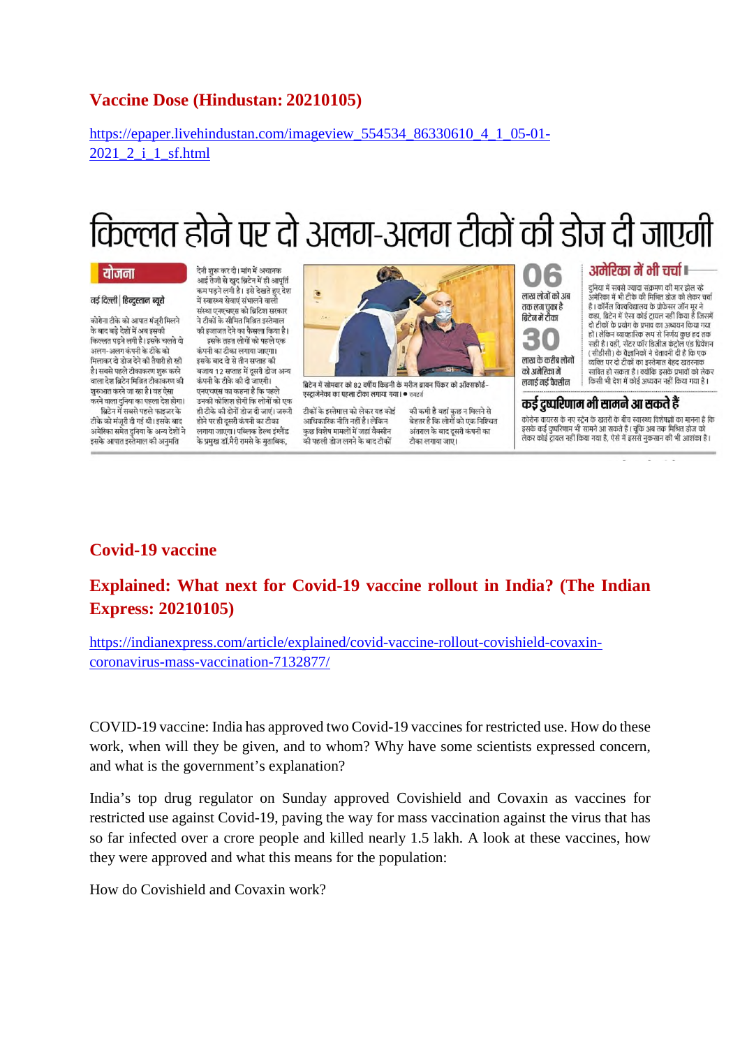## Vaccine Dose (Hindustan: 20210105)

https://epaper.livehindustan.com/imageview_554534_86330610_4_1_05-01-2021_2_i_1_sf.html

# किल्लत होने पर दो अलग-अलग टीकों की डोज दी जाएगी

**योजना**

**नई दिल्ली | हिन्दुस्तान ब्यूरो**

कोरोना टीके को आपात मंजूरी मिलने के बाद बड़े देशों में अब इसकी किल्लत पड़ने लगी है। इसके चलते दो अलग-अलग कंपनी के टीके को मिलाकर दो डोज देने की तैयारी हो रही है। सबसे पहले टीकाकरण शुरू करने वाला देश ब्रिटेन मिश्रित टीकाकरण की शुरुआत करने जा रहा है। वह ऐसा करने वाला दुनिया का पहला देश होगा।

ब्रिटेन में सबसे पहले फाइजर के टीके को मंजूरी दी गई थी। इसके बाद अमेरिका समेत दुनिया के अन्य देशों ने इसके आपात इस्तेमाल की अनुमति देनी शुरू कर दी। मांग में अचानक आई तेजी से खुद ब्रिटेन में ही आपूर्ति कम पड़ने लगी है। इसे देखते हुए देश में स्वास्थ्य सेवाएं संचालित करने वाली संस्था एनएचएस को ब्रिटिश सरकार ने टीकों के सीमित मिश्रित इस्तेमाल की इजाजत देने का फैसला किया है।

इसके तहत लोगों को पहले एक कंपनी का टीका लगाया जाएगा। इसके बाद दो से तीन सप्ताह की बजाय 12 सप्ताह में दूसरी डोज अन्य कंपनी के टीके की दी जाएगी। एनएचएस का कहना है कि पहले उनकी कोशिश होगी कि लोगों को एक ही टीके की दोनों डोज दी जाएं। जरूरी होने पर ही दूसरी कंपनी का टीका लगाया जाएगा। पब्लिक हेल्थ इंग्लैंड के प्रमुख डॉ.मैरी रामसे के मुताबिक, टीकों के इस्तेमाल को लेकर यह कोई आधिकारिक नीति नहीं है। लेकिन कुछ विशेष मामलों में जहां वैक्सीन की पहली डोज लगने के बाद टीकों की कमी है वहां कुछ न मिलने से बेहतर है कि लोगों को एक निश्चित अंतराल के बाद दूसरी कंपनी का टीका लगाया जाए।

ब्रिटेन में सोमवार को 82 वर्षीय किडनी के मरीज ब्रायन पिंकर को ऑक्सफोर्ड-एस्ट्राजेनेका का पहला टीका लगाया गया। • रायटर्स

**06** लाख लोगों को अब तक लग चुका है ब्रिटेन में टीका

**30** लाख के करीब लोगों को अमेरिका में लगाई गई वैक्सीन

**अमेरिका में भी चर्चा**

दुनिया में सबसे ज्यादा संक्रमण की मार झेल रहे अमेरिका में भी टीके की मिश्रित डोज को लेकर चर्चा है। कॉर्नेल विश्वविद्यालय के प्रोफेसर जॉन मूर ने कहा, ब्रिटेन में ऐसा कोई ट्रायल नहीं किया है जिसमें दो टीकों के प्रयोग के प्रभाव का अध्ययन किया गया हो। लेकिन व्यावहारिक रूप से निर्णय कुछ हद तक सही है। वहीं, सेंटर फॉर डिजीज कंट्रोल एंड प्रिवेंशन (सीडीसी) के वैज्ञानिकों ने चेतावनी दी है कि एक व्यक्ति पर दो टीकों का इस्तेमाल बेहद खतरनाक साबित हो सकता है। क्योंकि इसके प्रभावों को लेकर किसी भी देश में कोई अध्ययन नहीं किया गया है।

**कई दुष्परिणाम भी सामने आ सकते हैं**

कोरोना वायरस के नए स्ट्रेन के खतरों के बीच स्वास्थ्य विशेषज्ञों का मानना है कि इसके कई दुष्परिणाम भी सामने आ सकते हैं। चूंकि अब तक मिश्रित डोज को लेकर कोई ट्रायल नहीं किया गया है, ऐसे में इससे नुकसान की भी आशंका है।

## Covid-19 vaccine

## Explained: What next for Covid-19 vaccine rollout in India? (The Indian Express: 20210105)

https://indianexpress.com/article/explained/covid-vaccine-rollout-covishield-covaxin-coronavirus-mass-vaccination-7132877/

COVID-19 vaccine: India has approved two Covid-19 vaccines for restricted use. How do these work, when will they be given, and to whom? Why have some scientists expressed concern, and what is the government's explanation?

India's top drug regulator on Sunday approved Covishield and Covaxin as vaccines for restricted use against Covid-19, paving the way for mass vaccination against the virus that has so far infected over a crore people and killed nearly 1.5 lakh. A look at these vaccines, how they were approved and what this means for the population:

How do Covishield and Covaxin work?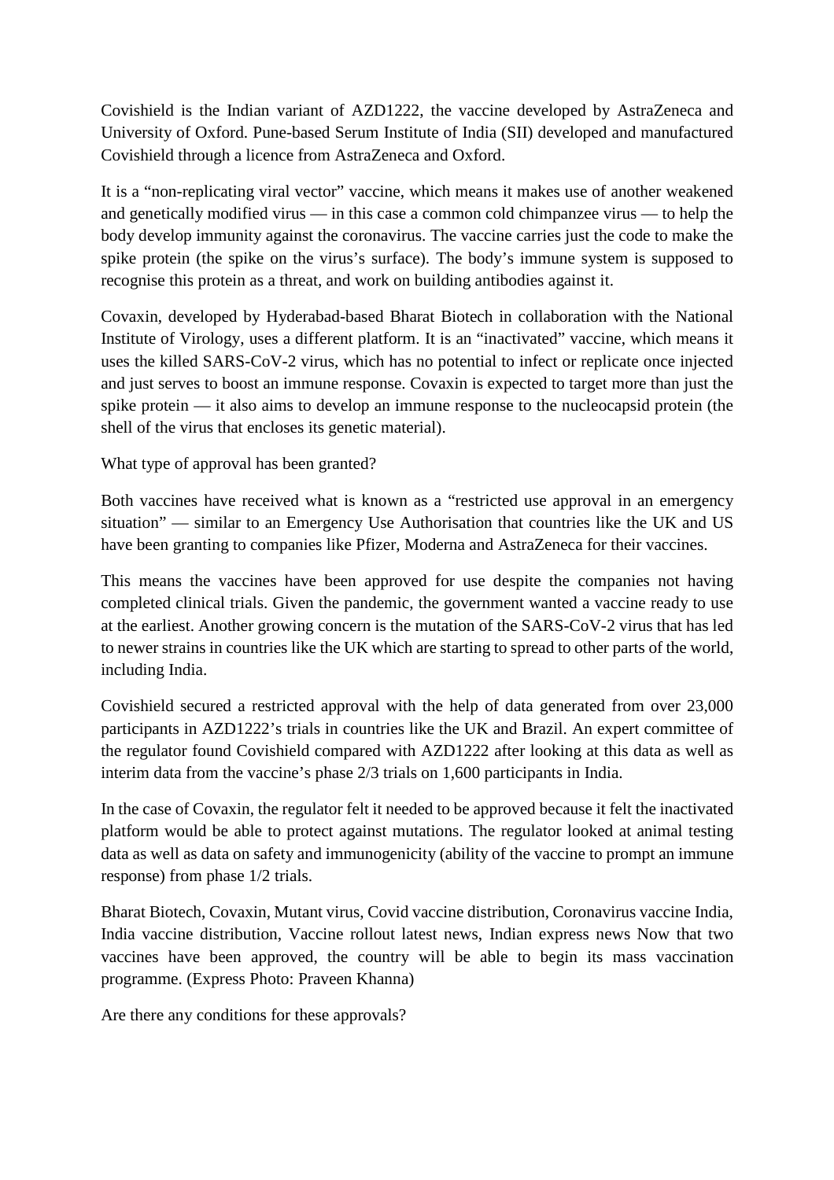Covishield is the Indian variant of AZD1222, the vaccine developed by AstraZeneca and University of Oxford. Pune-based Serum Institute of India (SII) developed and manufactured Covishield through a licence from AstraZeneca and Oxford.

It is a “non-replicating viral vector” vaccine, which means it makes use of another weakened and genetically modified virus — in this case a common cold chimpanzee virus — to help the body develop immunity against the coronavirus. The vaccine carries just the code to make the spike protein (the spike on the virus’s surface). The body’s immune system is supposed to recognise this protein as a threat, and work on building antibodies against it.

Covaxin, developed by Hyderabad-based Bharat Biotech in collaboration with the National Institute of Virology, uses a different platform. It is an “inactivated” vaccine, which means it uses the killed SARS-CoV-2 virus, which has no potential to infect or replicate once injected and just serves to boost an immune response. Covaxin is expected to target more than just the spike protein — it also aims to develop an immune response to the nucleocapsid protein (the shell of the virus that encloses its genetic material).

What type of approval has been granted?

Both vaccines have received what is known as a “restricted use approval in an emergency situation” — similar to an Emergency Use Authorisation that countries like the UK and US have been granting to companies like Pfizer, Moderna and AstraZeneca for their vaccines.

This means the vaccines have been approved for use despite the companies not having completed clinical trials. Given the pandemic, the government wanted a vaccine ready to use at the earliest. Another growing concern is the mutation of the SARS-CoV-2 virus that has led to newer strains in countries like the UK which are starting to spread to other parts of the world, including India.

Covishield secured a restricted approval with the help of data generated from over 23,000 participants in AZD1222’s trials in countries like the UK and Brazil. An expert committee of the regulator found Covishield compared with AZD1222 after looking at this data as well as interim data from the vaccine’s phase 2/3 trials on 1,600 participants in India.

In the case of Covaxin, the regulator felt it needed to be approved because it felt the inactivated platform would be able to protect against mutations. The regulator looked at animal testing data as well as data on safety and immunogenicity (ability of the vaccine to prompt an immune response) from phase 1/2 trials.

Bharat Biotech, Covaxin, Mutant virus, Covid vaccine distribution, Coronavirus vaccine India, India vaccine distribution, Vaccine rollout latest news, Indian express news Now that two vaccines have been approved, the country will be able to begin its mass vaccination programme. (Express Photo: Praveen Khanna)

Are there any conditions for these approvals?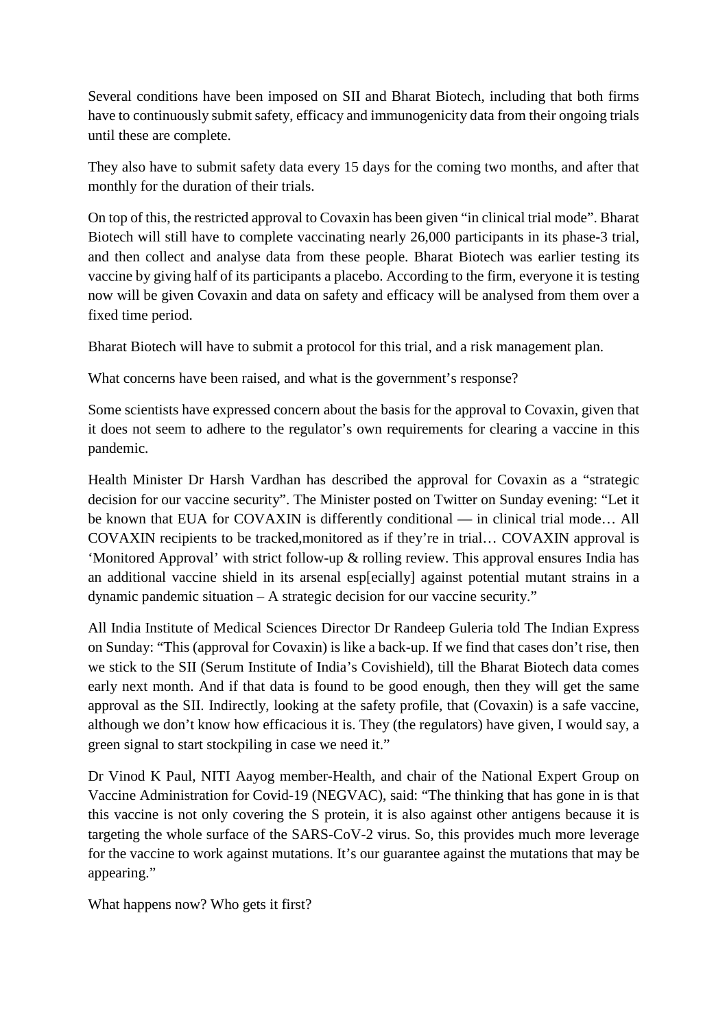Several conditions have been imposed on SII and Bharat Biotech, including that both firms have to continuously submit safety, efficacy and immunogenicity data from their ongoing trials until these are complete.

They also have to submit safety data every 15 days for the coming two months, and after that monthly for the duration of their trials.

On top of this, the restricted approval to Covaxin has been given "in clinical trial mode". Bharat Biotech will still have to complete vaccinating nearly 26,000 participants in its phase-3 trial, and then collect and analyse data from these people. Bharat Biotech was earlier testing its vaccine by giving half of its participants a placebo. According to the firm, everyone it is testing now will be given Covaxin and data on safety and efficacy will be analysed from them over a fixed time period.

Bharat Biotech will have to submit a protocol for this trial, and a risk management plan.

What concerns have been raised, and what is the government's response?

Some scientists have expressed concern about the basis for the approval to Covaxin, given that it does not seem to adhere to the regulator's own requirements for clearing a vaccine in this pandemic.

Health Minister Dr Harsh Vardhan has described the approval for Covaxin as a "strategic decision for our vaccine security". The Minister posted on Twitter on Sunday evening: "Let it be known that EUA for COVAXIN is differently conditional — in clinical trial mode… All COVAXIN recipients to be tracked,monitored as if they're in trial… COVAXIN approval is 'Monitored Approval' with strict follow-up & rolling review. This approval ensures India has an additional vaccine shield in its arsenal esp[ecially] against potential mutant strains in a dynamic pandemic situation – A strategic decision for our vaccine security."

All India Institute of Medical Sciences Director Dr Randeep Guleria told The Indian Express on Sunday: "This (approval for Covaxin) is like a back-up. If we find that cases don't rise, then we stick to the SII (Serum Institute of India's Covishield), till the Bharat Biotech data comes early next month. And if that data is found to be good enough, then they will get the same approval as the SII. Indirectly, looking at the safety profile, that (Covaxin) is a safe vaccine, although we don't know how efficacious it is. They (the regulators) have given, I would say, a green signal to start stockpiling in case we need it."

Dr Vinod K Paul, NITI Aayog member-Health, and chair of the National Expert Group on Vaccine Administration for Covid-19 (NEGVAC), said: "The thinking that has gone in is that this vaccine is not only covering the S protein, it is also against other antigens because it is targeting the whole surface of the SARS-CoV-2 virus. So, this provides much more leverage for the vaccine to work against mutations. It's our guarantee against the mutations that may be appearing."

What happens now? Who gets it first?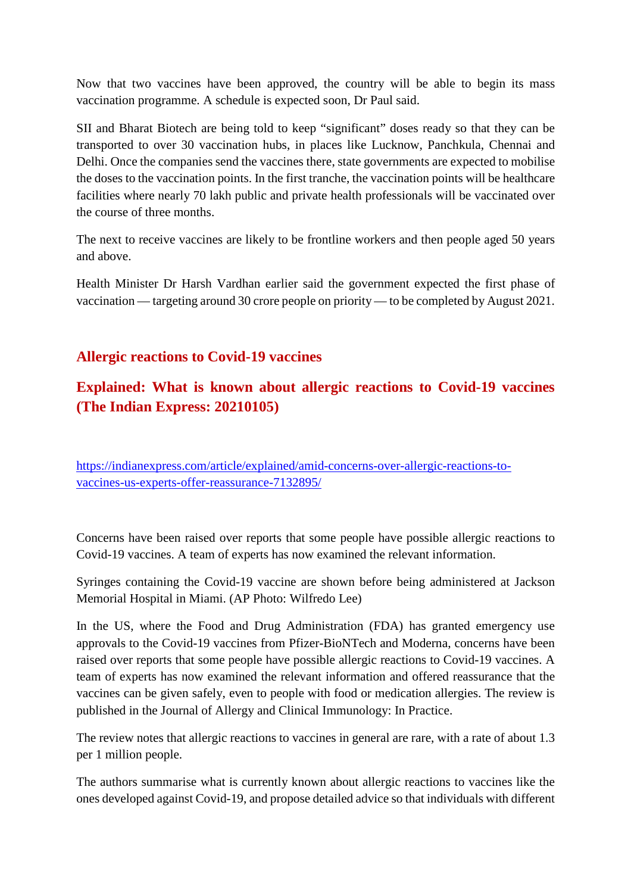Now that two vaccines have been approved, the country will be able to begin its mass vaccination programme. A schedule is expected soon, Dr Paul said.

SII and Bharat Biotech are being told to keep “significant” doses ready so that they can be transported to over 30 vaccination hubs, in places like Lucknow, Panchkula, Chennai and Delhi. Once the companies send the vaccines there, state governments are expected to mobilise the doses to the vaccination points. In the first tranche, the vaccination points will be healthcare facilities where nearly 70 lakh public and private health professionals will be vaccinated over the course of three months.

The next to receive vaccines are likely to be frontline workers and then people aged 50 years and above.

Health Minister Dr Harsh Vardhan earlier said the government expected the first phase of vaccination — targeting around 30 crore people on priority — to be completed by August 2021.

## Allergic reactions to Covid-19 vaccines

## Explained: What is known about allergic reactions to Covid-19 vaccines (The Indian Express: 20210105)

https://indianexpress.com/article/explained/amid-concerns-over-allergic-reactions-to-vaccines-us-experts-offer-reassurance-7132895/

Concerns have been raised over reports that some people have possible allergic reactions to Covid-19 vaccines. A team of experts has now examined the relevant information.

Syringes containing the Covid-19 vaccine are shown before being administered at Jackson Memorial Hospital in Miami. (AP Photo: Wilfredo Lee)

In the US, where the Food and Drug Administration (FDA) has granted emergency use approvals to the Covid-19 vaccines from Pfizer-BioNTech and Moderna, concerns have been raised over reports that some people have possible allergic reactions to Covid-19 vaccines. A team of experts has now examined the relevant information and offered reassurance that the vaccines can be given safely, even to people with food or medication allergies. The review is published in the Journal of Allergy and Clinical Immunology: In Practice.

The review notes that allergic reactions to vaccines in general are rare, with a rate of about 1.3 per 1 million people.

The authors summarise what is currently known about allergic reactions to vaccines like the ones developed against Covid-19, and propose detailed advice so that individuals with different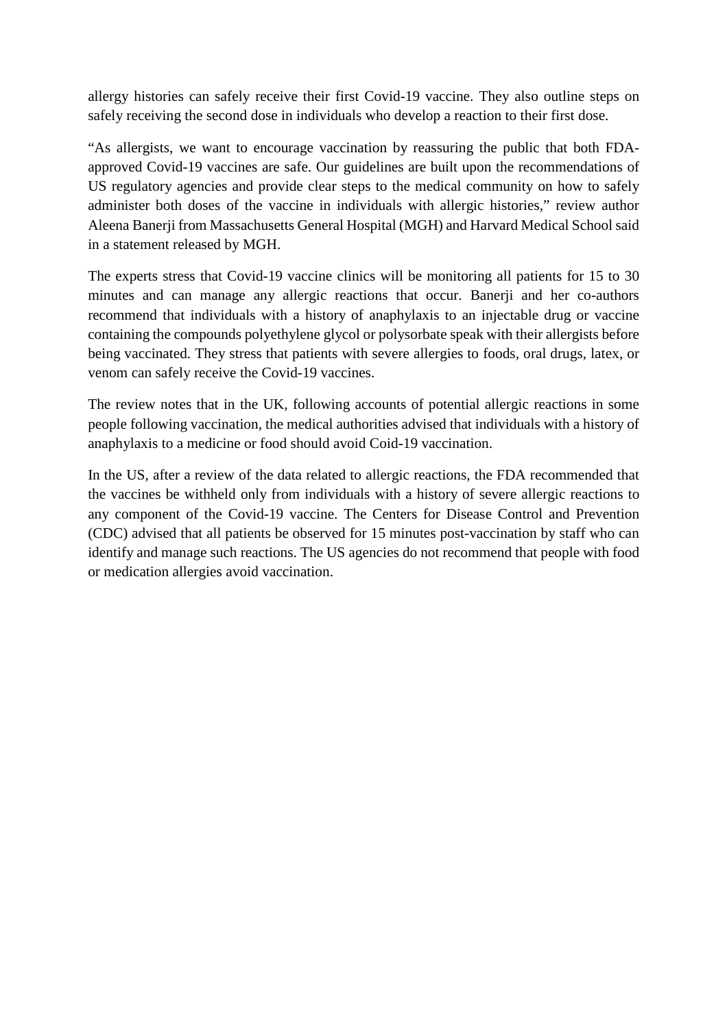allergy histories can safely receive their first Covid-19 vaccine. They also outline steps on safely receiving the second dose in individuals who develop a reaction to their first dose.

"As allergists, we want to encourage vaccination by reassuring the public that both FDA-approved Covid-19 vaccines are safe. Our guidelines are built upon the recommendations of US regulatory agencies and provide clear steps to the medical community on how to safely administer both doses of the vaccine in individuals with allergic histories," review author Aleena Banerji from Massachusetts General Hospital (MGH) and Harvard Medical School said in a statement released by MGH.

The experts stress that Covid-19 vaccine clinics will be monitoring all patients for 15 to 30 minutes and can manage any allergic reactions that occur. Banerji and her co-authors recommend that individuals with a history of anaphylaxis to an injectable drug or vaccine containing the compounds polyethylene glycol or polysorbate speak with their allergists before being vaccinated. They stress that patients with severe allergies to foods, oral drugs, latex, or venom can safely receive the Covid-19 vaccines.

The review notes that in the UK, following accounts of potential allergic reactions in some people following vaccination, the medical authorities advised that individuals with a history of anaphylaxis to a medicine or food should avoid Coid-19 vaccination.

In the US, after a review of the data related to allergic reactions, the FDA recommended that the vaccines be withheld only from individuals with a history of severe allergic reactions to any component of the Covid-19 vaccine. The Centers for Disease Control and Prevention (CDC) advised that all patients be observed for 15 minutes post-vaccination by staff who can identify and manage such reactions. The US agencies do not recommend that people with food or medication allergies avoid vaccination.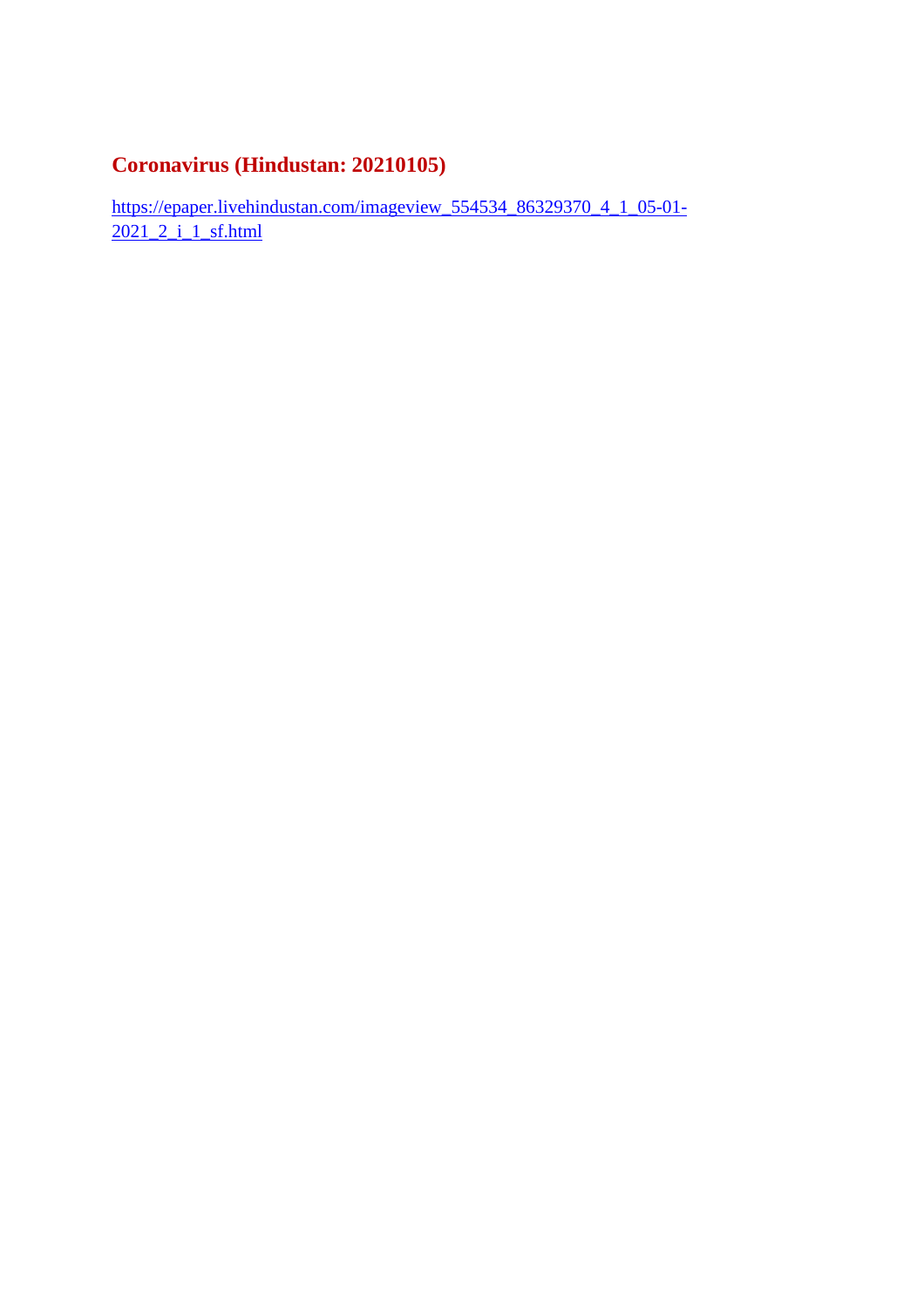## Coronavirus (Hindustan: 20210105)

https://epaper.livehindustan.com/imageview_554534_86329370_4_1_05-01-2021_2_i_1_sf.html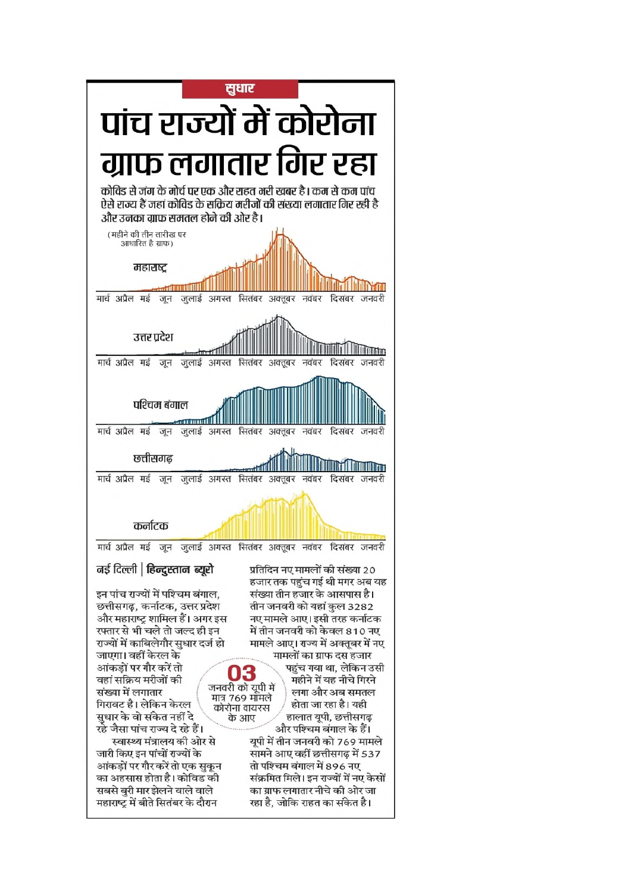सुधार

# पांच राज्यों में कोरोना ग्राफ लगातार गिर रहा

**कोविड से जंग के मोर्चे पर एक और राहत भरी खबर है। कम से कम पांच ऐसे राज्य है जहां कोविड के सक्रिय मरीजों की संख्या लगातार गिर रही है और उनका ग्राफ समतल होने की ओर है।**

(महीने की तीन तारीख पर आधारित है ग्राफ)

महाराष्ट्र

मार्च अप्रैल मई जून जुलाई अगस्त सितंबर अक्तूबर नवंबर दिसंबर जनवरी

उत्तर प्रदेश

मार्च अप्रैल मई जून जुलाई अगस्त सितंबर अक्तूबर नवंबर दिसंबर जनवरी

पश्चिम बंगाल

मार्च अप्रैल मई जून जुलाई अगस्त सितंबर अक्तूबर नवंबर दिसंबर जनवरी

छत्तीसगढ़

मार्च अप्रैल मई जून जुलाई अगस्त सितंबर अक्तूबर नवंबर दिसंबर जनवरी

कर्नाटक

मार्च अप्रैल मई जून जुलाई अगस्त सितंबर अक्तूबर नवंबर दिसंबर जनवरी

**नई दिल्ली | हिन्दुस्तान ब्यूरो**

इन पांच राज्यों में पश्चिम बंगाल, छत्तीसगढ़, कर्नाटक, उत्तर प्रदेश और महाराष्ट्र शामिल हैं। अगर इस रफ्तार से भी चले तो जल्द ही इन राज्यों में काबिलेगौर सुधार दर्ज हो जाएगा। वहीं केरल के आंकड़ों पर गौर करें तो वहां सक्रिय मरीजों की संख्या में लगातार गिरावट है। लेकिन केरल सुधार के वो संकेत नहीं दे रहे जैसा पांच राज्य दे रहे हैं।

स्वास्थ्य मंत्रालय की ओर से जारी किए इन पांचों राज्यों के आंकड़ों पर गौर करें तो एक सुकून का अहसास होता है। कोविड की सबसे बुरी मार झेलने वाले वाले महाराष्ट्र में बीते सितंबर के दौरान प्रतिदिन नए मामलों की संख्या 20 हजार तक पहुंच गई थी मगर अब यह संख्या तीन हजार के आसपास है। तीन जनवरी को यहां कुल 3282 नए मामले आए। इसी तरह कर्नाटक में तीन जनवरी को केवल 810 नए मामले आए। राज्य में अक्तूबर में नए मामलों का ग्राफ दस हजार पहुंच गया था, लेकिन उसी महीने में यह नीचे गिरने लगा और अब समतल होता जा रहा है। यही हालात यूपी, छत्तीसगढ़ और पश्चिम बंगाल के हैं। यूपी में तीन जनवरी को 769 मामले सामने आए वहीं छत्तीसगढ़ में 537 तो पश्चिम बंगाल में 896 नए संक्रमित मिले। इन राज्यों में नए केसों का ग्राफ लगातार नीचे की ओर जा रहा है, जोकि राहत का संकेत है।

**03** जनवरी को यूपी में मात्र 769 मामले कोरोना वायरस के आए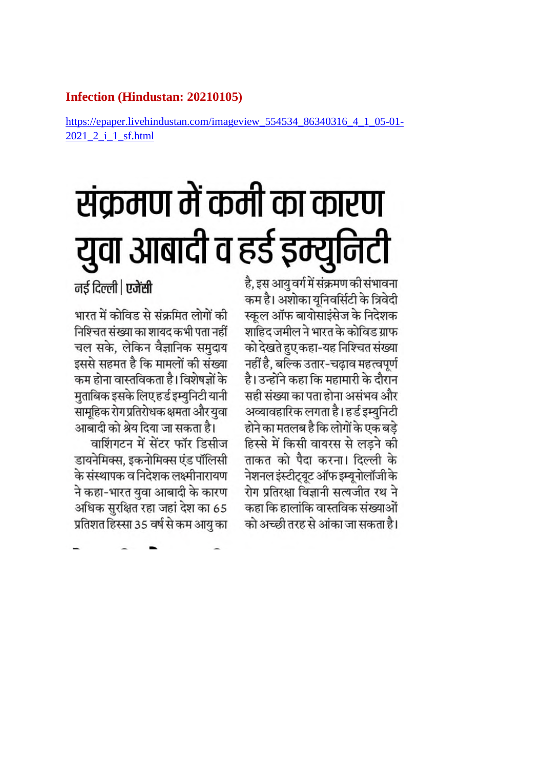**Infection (Hindustan: 20210105)**

https://epaper.livehindustan.com/imageview_554534_86340316_4_1_05-01-2021_2_i_1_sf.html

# संक्रमण में कमी का कारण युवा आबादी व हर्ड इम्युनिटी

नई दिल्ली | **एजेंसी**

भारत में कोविड से संक्रमित लोगों की निश्चित संख्या का शायद कभी पता नहीं चल सके, लेकिन वैज्ञानिक समुदाय इससे सहमत है कि मामलों की संख्या कम होना वास्तविकता है। विशेषज्ञों के मुताबिक इसके लिए हर्ड इम्युनिटी यानी सामूहिक रोग प्रतिरोधक क्षमता और युवा आबादी को श्रेय दिया जा सकता है।

वाशिंगटन में सेंटर फॉर डिसीज डायनेमिक्स, इकनोमिक्स एंड पॉलिसी के संस्थापक व निदेशक लक्ष्मीनारायण ने कहा-भारत युवा आबादी के कारण अधिक सुरक्षित रहा जहां देश का 65 प्रतिशत हिस्सा 35 वर्ष से कम आयु का है, इस आयु वर्ग में संक्रमण की संभावना कम है। अशोका यूनिवर्सिटी के त्रिवेदी स्कूल ऑफ बायोसाइंसेज के निदेशक शाहिद जमील ने भारत के कोविड ग्राफ को देखते हुए कहा-यह निश्चित संख्या नहीं है, बल्कि उतार-चढ़ाव महत्वपूर्ण है। उन्होंने कहा कि महामारी के दौरान सही संख्या का पता होना असंभव और अव्यावहारिक लगता है। हर्ड इम्युनिटी होने का मतलब है कि लोगों के एक बड़े हिस्से में किसी वायरस से लड़ने की ताकत को पैदा करना। दिल्ली के नेशनल इंस्टीट्यूट ऑफ इम्यूनोलॉजी के रोग प्रतिरक्षा विज्ञानी सत्यजीत रथ ने कहा कि हालांकि वास्तविक संख्याओं को अच्छी तरह से आंका जा सकता है।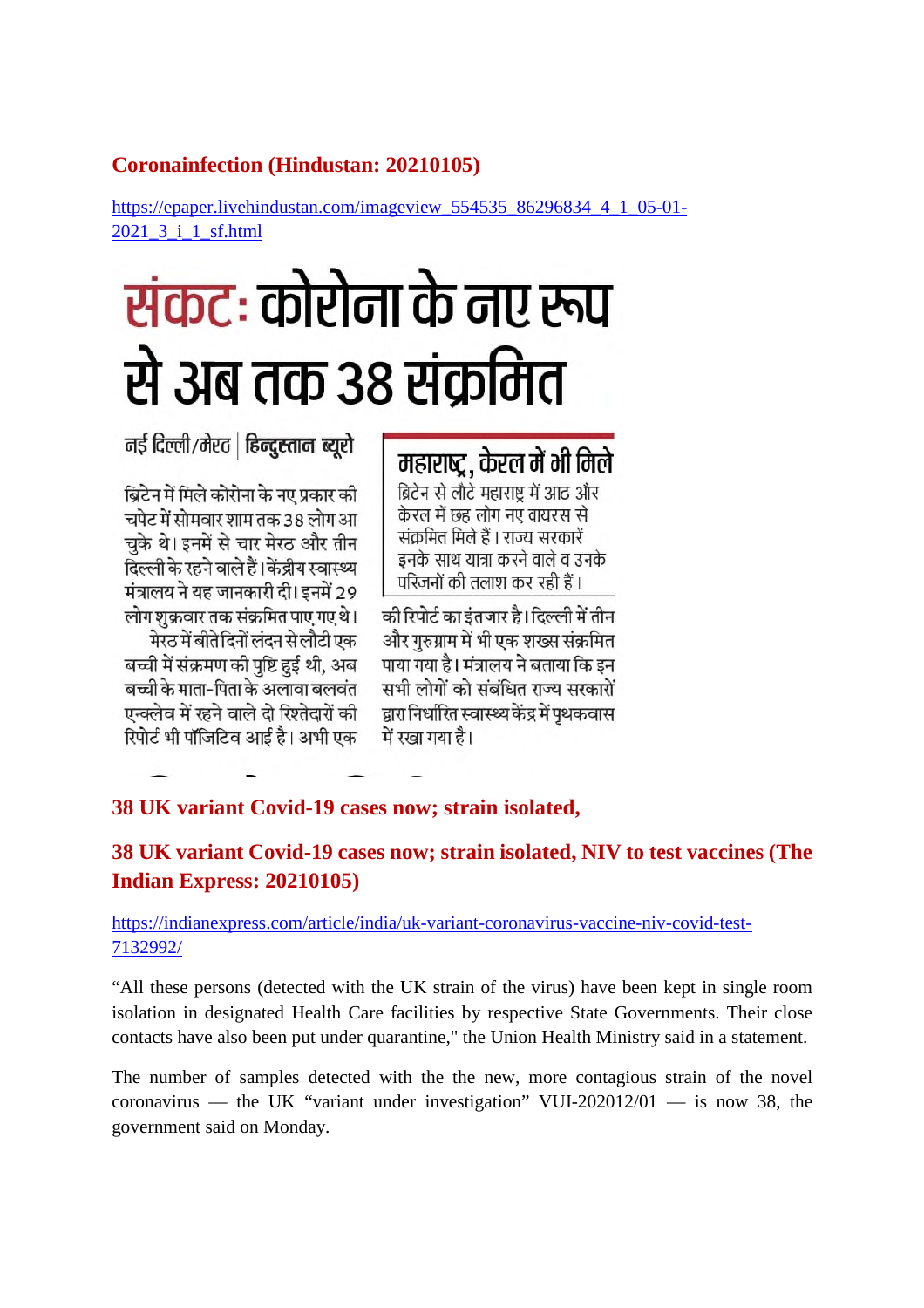## Coronainfection (Hindustan: 20210105)

https://epaper.livehindustan.com/imageview_554535_86296834_4_1_05-01-2021_3_i_1_sf.html

# संकट: कोरोना के नए रूप से अब तक 38 संक्रमित

नई दिल्ली/मेरठ | हिन्दुस्तान ब्यूरो

ब्रिटेन में मिले कोरोना के नए प्रकार की चपेट में सोमवार शाम तक 38 लोग आ चुके थे। इनमें से चार मेरठ और तीन दिल्ली के रहने वाले हैं। केंद्रीय स्वास्थ्य मंत्रालय ने यह जानकारी दी। इनमें 29 लोग शुक्रवार तक संक्रमित पाए गए थे।

मेरठ में बीते दिनों लंदन से लौटी एक बच्ची में संक्रमण की पुष्टि हुई थी, अब बच्ची के माता-पिता के अलावा बलवंत एन्क्लेव में रहने वाले दो रिश्तेदारों की रिपोर्ट भी पॉजिटिव आई है। अभी एक की रिपोर्ट का इंतजार है। दिल्ली में तीन और गुरुग्राम में भी एक शख्स संक्रमित पाया गया है। मंत्रालय ने बताया कि इन सभी लोगों को संबंधित राज्य सरकारों द्वारा निर्धारित स्वास्थ्य केंद्र में पृथकवास में रखा गया है।

### महाराष्ट्र, केरल में भी मिले

ब्रिटेन से लौटे महाराष्ट्र में आठ और केरल में छह लोग नए वायरस से संक्रमित मिले हैं। राज्य सरकारें इनके साथ यात्रा करने वाले व उनके परिजनों की तलाश कर रही हैं।

## 38 UK variant Covid-19 cases now; strain isolated,

## 38 UK variant Covid-19 cases now; strain isolated, NIV to test vaccines (The Indian Express: 20210105)

https://indianexpress.com/article/india/uk-variant-coronavirus-vaccine-niv-covid-test-7132992/

“All these persons (detected with the UK strain of the virus) have been kept in single room isolation in designated Health Care facilities by respective State Governments. Their close contacts have also been put under quarantine," the Union Health Ministry said in a statement.

The number of samples detected with the the new, more contagious strain of the novel coronavirus — the UK “variant under investigation” VUI-202012/01 — is now 38, the government said on Monday.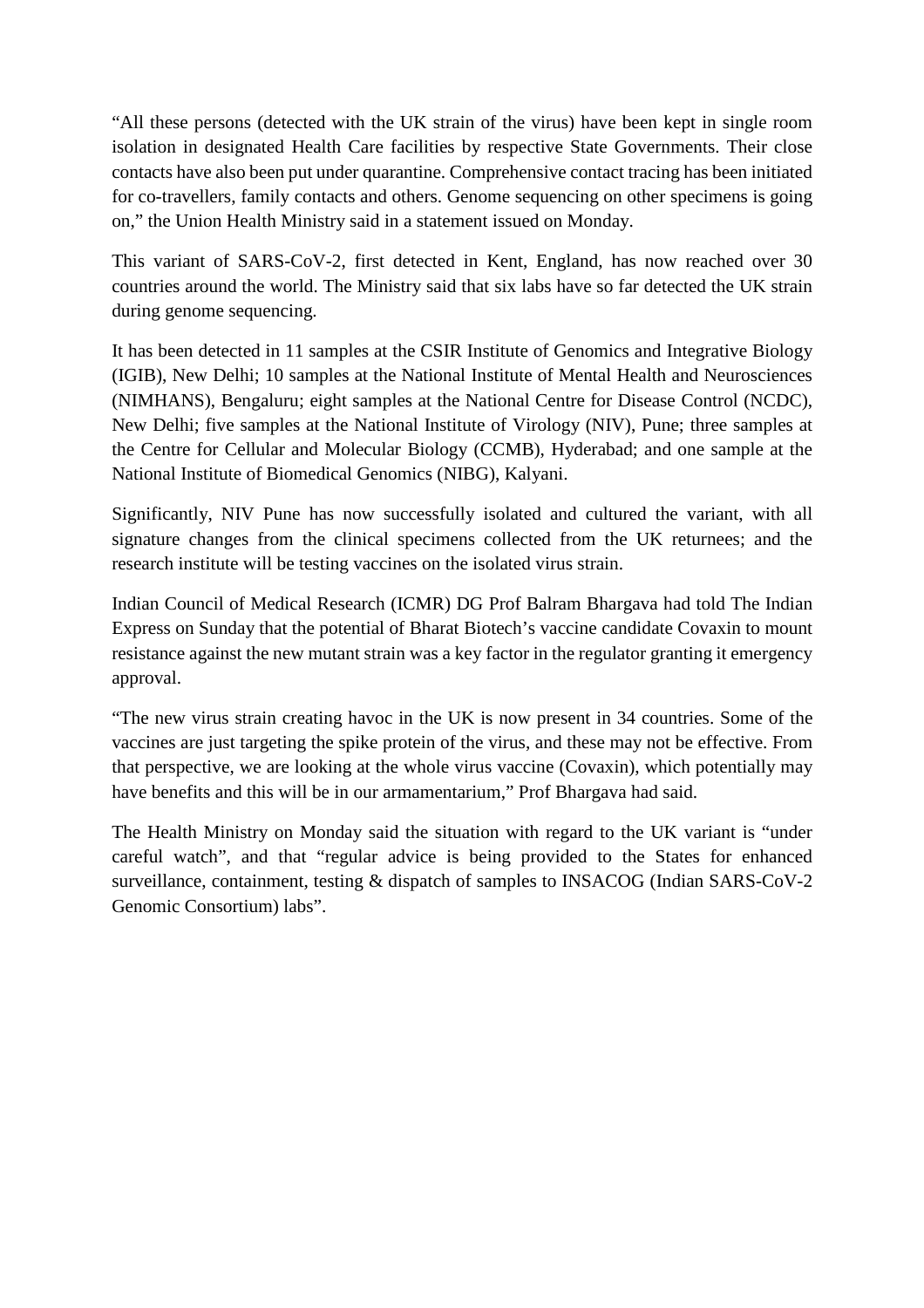"All these persons (detected with the UK strain of the virus) have been kept in single room isolation in designated Health Care facilities by respective State Governments. Their close contacts have also been put under quarantine. Comprehensive contact tracing has been initiated for co-travellers, family contacts and others. Genome sequencing on other specimens is going on," the Union Health Ministry said in a statement issued on Monday.

This variant of SARS-CoV-2, first detected in Kent, England, has now reached over 30 countries around the world. The Ministry said that six labs have so far detected the UK strain during genome sequencing.

It has been detected in 11 samples at the CSIR Institute of Genomics and Integrative Biology (IGIB), New Delhi; 10 samples at the National Institute of Mental Health and Neurosciences (NIMHANS), Bengaluru; eight samples at the National Centre for Disease Control (NCDC), New Delhi; five samples at the National Institute of Virology (NIV), Pune; three samples at the Centre for Cellular and Molecular Biology (CCMB), Hyderabad; and one sample at the National Institute of Biomedical Genomics (NIBG), Kalyani.

Significantly, NIV Pune has now successfully isolated and cultured the variant, with all signature changes from the clinical specimens collected from the UK returnees; and the research institute will be testing vaccines on the isolated virus strain.

Indian Council of Medical Research (ICMR) DG Prof Balram Bhargava had told The Indian Express on Sunday that the potential of Bharat Biotech's vaccine candidate Covaxin to mount resistance against the new mutant strain was a key factor in the regulator granting it emergency approval.

"The new virus strain creating havoc in the UK is now present in 34 countries. Some of the vaccines are just targeting the spike protein of the virus, and these may not be effective. From that perspective, we are looking at the whole virus vaccine (Covaxin), which potentially may have benefits and this will be in our armamentarium," Prof Bhargava had said.

The Health Ministry on Monday said the situation with regard to the UK variant is "under careful watch", and that "regular advice is being provided to the States for enhanced surveillance, containment, testing & dispatch of samples to INSACOG (Indian SARS-CoV-2 Genomic Consortium) labs".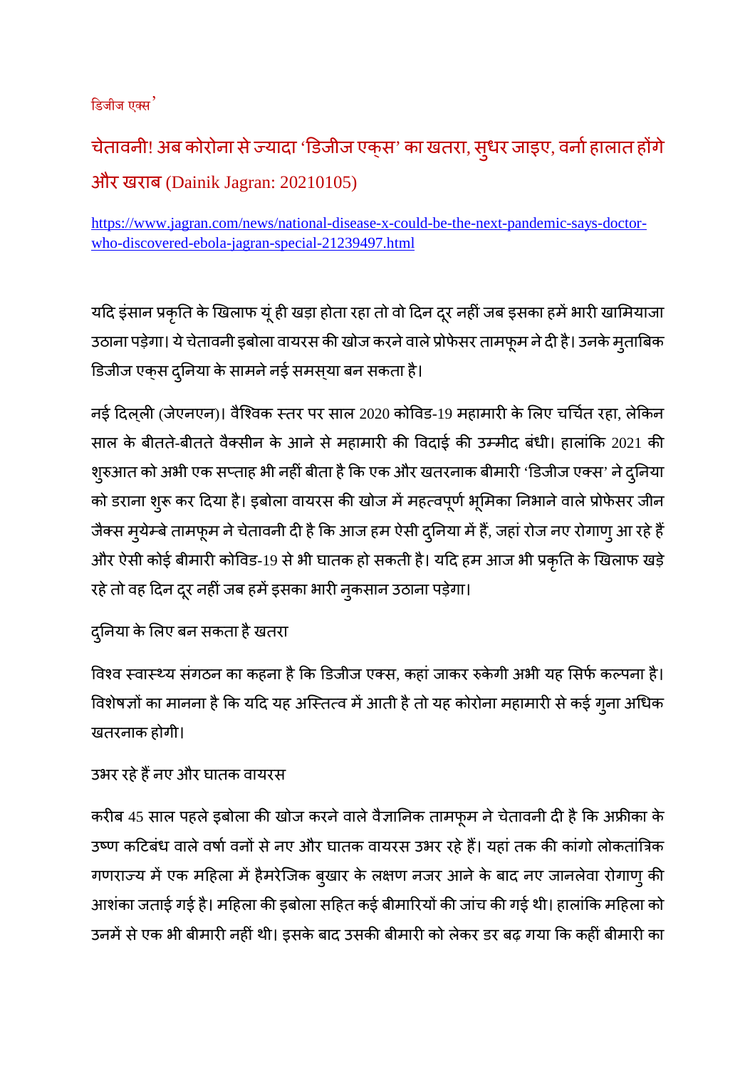डिजीज एक्स'

## चेतावनी! अब कोरोना से ज्यादा 'डिजीज एक्स' का खतरा, सुधर जाइए, वर्ना हालात होंगे और खराब (Dainik Jagran: 20210105)

https://www.jagran.com/news/national-disease-x-could-be-the-next-pandemic-says-doctor-who-discovered-ebola-jagran-special-21239497.html

यदि इंसान प्रकृति के खिलाफ यूं ही खड़ा होता रहा तो वो दिन दूर नहीं जब इसका हमें भारी खामियाजा उठाना पड़ेगा। ये चेतावनी इबोला वायरस की खोज करने वाले प्रोफेसर तामफूम ने दी है। उनके मुताबिक डिजीज एक्स दुनिया के सामने नई समस्या बन सकता है।

नई दिल्ली (जेएनएन)। वैश्विक स्तर पर साल 2020 कोविड-19 महामारी के लिए चर्चित रहा, लेकिन साल के बीतते-बीतते वैक्सीन के आने से महामारी की विदाई की उम्मीद बंधी। हालांकि 2021 की शुरुआत को अभी एक सप्ताह भी नहीं बीता है कि एक और खतरनाक बीमारी 'डिजीज एक्स' ने दुनिया को डराना शुरू कर दिया है। इबोला वायरस की खोज में महत्वपूर्ण भूमिका निभाने वाले प्रोफेसर जीन जैक्स मुयेम्बे तामफूम ने चेतावनी दी है कि आज हम ऐसी दुनिया में हैं, जहां रोज नए रोगाणु आ रहे हैं और ऐसी कोई बीमारी कोविड-19 से भी घातक हो सकती है। यदि हम आज भी प्रकृति के खिलाफ खड़े रहे तो वह दिन दूर नहीं जब हमें इसका भारी नुकसान उठाना पड़ेगा।

दुनिया के लिए बन सकता है खतरा

विश्व स्वास्थ्य संगठन का कहना है कि डिजीज एक्स, कहां जाकर रुकेगी अभी यह सिर्फ कल्पना है। विशेषज्ञों का मानना है कि यदि यह अस्तित्व में आती है तो यह कोरोना महामारी से कई गुना अधिक खतरनाक होगी।

उभर रहे हैं नए और घातक वायरस

करीब 45 साल पहले इबोला की खोज करने वाले वैज्ञानिक तामफूम ने चेतावनी दी है कि अफ्रीका के उष्ण कटिबंध वाले वर्षा वनों से नए और घातक वायरस उभर रहे हैं। यहां तक की कांगो लोकतांत्रिक गणराज्य में एक महिला में हैमरेजिक बुखार के लक्षण नजर आने के बाद नए जानलेवा रोगाणु की आशंका जताई गई है। महिला की इबोला सहित कई बीमारियों की जांच की गई थी। हालांकि महिला को उनमें से एक भी बीमारी नहीं थी। इसके बाद उसकी बीमारी को लेकर डर बढ़ गया कि कहीं बीमारी का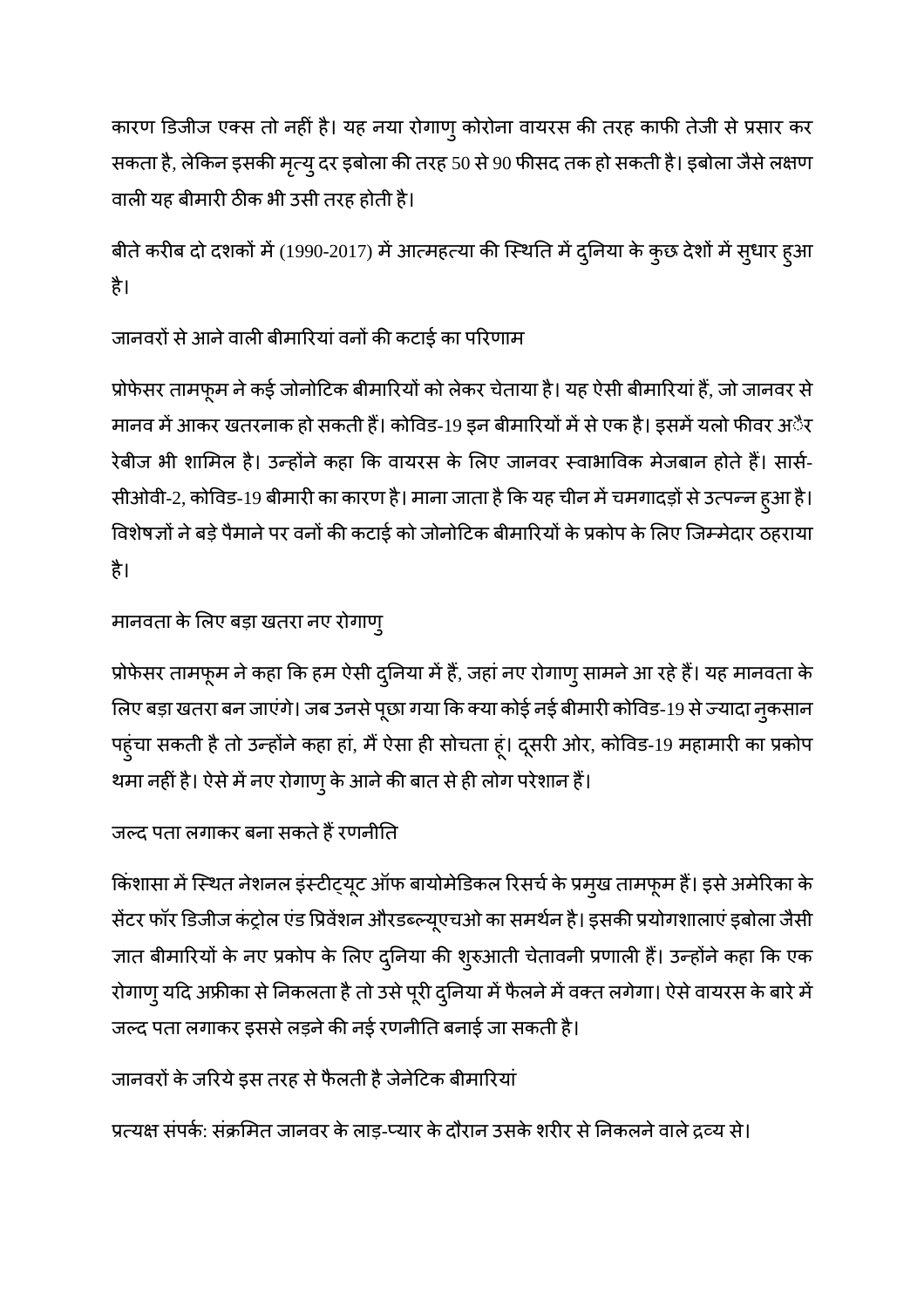कारण डिजीज एक्स तो नहीं है। यह नया रोगाणु कोरोना वायरस की तरह काफी तेजी से प्रसार कर सकता है, लेकिन इसकी मृत्यु दर इबोला की तरह 50 से 90 फीसद तक हो सकती है। इबोला जैसे लक्षण वाली यह बीमारी ठीक भी उसी तरह होती है।

बीते करीब दो दशकों में (1990-2017) में आत्महत्या की स्थिति में दुनिया के कुछ देशों में सुधार हुआ है।

जानवरों से आने वाली बीमारियां वनों की कटाई का परिणाम

प्रोफेसर तामफूम ने कई जोनोटिक बीमारियों को लेकर चेताया है। यह ऐसी बीमारियां हैं, जो जानवर से मानव में आकर खतरनाक हो सकती हैं। कोविड-19 इन बीमारियों में से एक है। इसमें यलो फीवर और रेबीज भी शामिल है। उन्होंने कहा कि वायरस के लिए जानवर स्वाभाविक मेजबान होते हैं। सार्स-सीओवी-2, कोविड-19 बीमारी का कारण है। माना जाता है कि यह चीन में चमगादड़ों से उत्पन्न हुआ है। विशेषज्ञों ने बड़े पैमाने पर वनों की कटाई को जोनोटिक बीमारियों के प्रकोप के लिए जिम्मेदार ठहराया है।

मानवता के लिए बड़ा खतरा नए रोगाणु

प्रोफेसर तामफूम ने कहा कि हम ऐसी दुनिया में हैं, जहां नए रोगाणु सामने आ रहे हैं। यह मानवता के लिए बड़ा खतरा बन जाएंगे। जब उनसे पूछा गया कि क्या कोई नई बीमारी कोविड-19 से ज्यादा नुकसान पहुंचा सकती है तो उन्होंने कहा हां, मैं ऐसा ही सोचता हूं। दूसरी ओर, कोविड-19 महामारी का प्रकोप थमा नहीं है। ऐसे में नए रोगाणु के आने की बात से ही लोग परेशान हैं।

जल्द पता लगाकर बना सकते हैं रणनीति

किंशासा में स्थित नेशनल इंस्टीट्यूट ऑफ बायोमेडिकल रिसर्च के प्रमुख तामफूम हैं। इसे अमेरिका के सेंटर फॉर डिजीज कंट्रोल एंड प्रिवेंशन औरडब्ल्यूएचओ का समर्थन है। इसकी प्रयोगशालाएं इबोला जैसी ज्ञात बीमारियों के नए प्रकोप के लिए दुनिया की शुरुआती चेतावनी प्रणाली हैं। उन्होंने कहा कि एक रोगाणु यदि अफ्रीका से निकलता है तो उसे पूरी दुनिया में फैलने में वक्त लगेगा। ऐसे वायरस के बारे में जल्द पता लगाकर इससे लड़ने की नई रणनीति बनाई जा सकती है।

जानवरों के जरिये इस तरह से फैलती है जेनेटिक बीमारियां

प्रत्यक्ष संपर्क: संक्रमित जानवर के लाड़-प्यार के दौरान उसके शरीर से निकलने वाले द्रव्य से।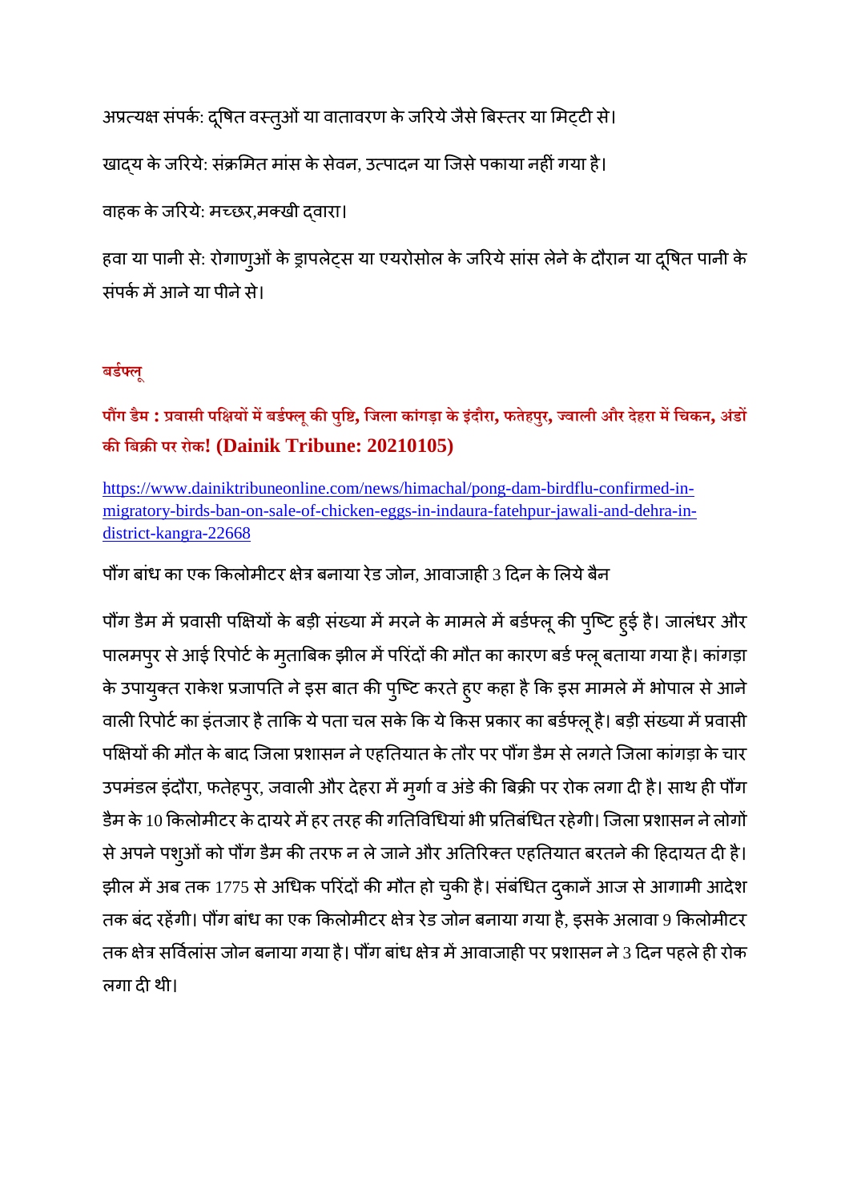अप्रत्यक्ष संपर्क: दूषित वस्तुओं या वातावरण के जरिये जैसे बिस्तर या मिट्टी से।

खाद्य के जरिये: संक्रमित मांस के सेवन, उत्पादन या जिसे पकाया नहीं गया है।

वाहक के जरिये: मच्छर,मक्खी द्वारा।

हवा या पानी से: रोगाणुओं के ड्रापलेट्स या एयरोसोल के जरिये सांस लेने के दौरान या दूषित पानी के संपर्क में आने या पीने से।

**बर्डफ्लू**

**पौंग डैम : प्रवासी पक्षियों में बर्डफ्लू की पुष्टि, जिला कांगड़ा के इंदौरा, फतेहपुर, ज्वाली और देहरा में चिकन, अंडों की बिक्री पर रोक! (Dainik Tribune: 20210105)**

https://www.dainiktribuneonline.com/news/himachal/pong-dam-birdflu-confirmed-in-migratory-birds-ban-on-sale-of-chicken-eggs-in-indaura-fatehpur-jawali-and-dehra-in-district-kangra-22668

पौंग बांध का एक किलोमीटर क्षेत्र बनाया रेड जोन, आवाजाही 3 दिन के लिये बैन

पौंग डैम में प्रवासी पक्षियों के बड़ी संख्या में मरने के मामले में बर्डफ्लू की पुष्टि हुई है। जालंधर और पालमपुर से आई रिपोर्ट के मुताबिक झील में परिंदों की मौत का कारण बर्ड फ्लू बताया गया है। कांगड़ा के उपायुक्त राकेश प्रजापति ने इस बात की पुष्टि करते हुए कहा है कि इस मामले में भोपाल से आने वाली रिपोर्ट का इंतजार है ताकि ये पता चल सके कि ये किस प्रकार का बर्डफ्लू है। बड़ी संख्या में प्रवासी पक्षियों की मौत के बाद जिला प्रशासन ने एहतियात के तौर पर पौंग डैम से लगते जिला कांगड़ा के चार उपमंडल इंदौरा, फतेहपुर, जवाली और देहरा में मुर्गा व अंडे की बिक्री पर रोक लगा दी है। साथ ही पौंग डैम के 10 किलोमीटर के दायरे में हर तरह की गतिविधियां भी प्रतिबंधित रहेगी। जिला प्रशासन ने लोगों से अपने पशुओं को पौंग डैम की तरफ न ले जाने और अतिरिक्त एहतियात बरतने की हिदायत दी है। झील में अब तक 1775 से अधिक परिंदों की मौत हो चुकी है। संबंधित दुकानें आज से आगामी आदेश तक बंद रहेंगी। पौंग बांध का एक किलोमीटर क्षेत्र रेड जोन बनाया गया है, इसके अलावा 9 किलोमीटर तक क्षेत्र सर्विलांस जोन बनाया गया है। पौंग बांध क्षेत्र में आवाजाही पर प्रशासन ने 3 दिन पहले ही रोक लगा दी थी।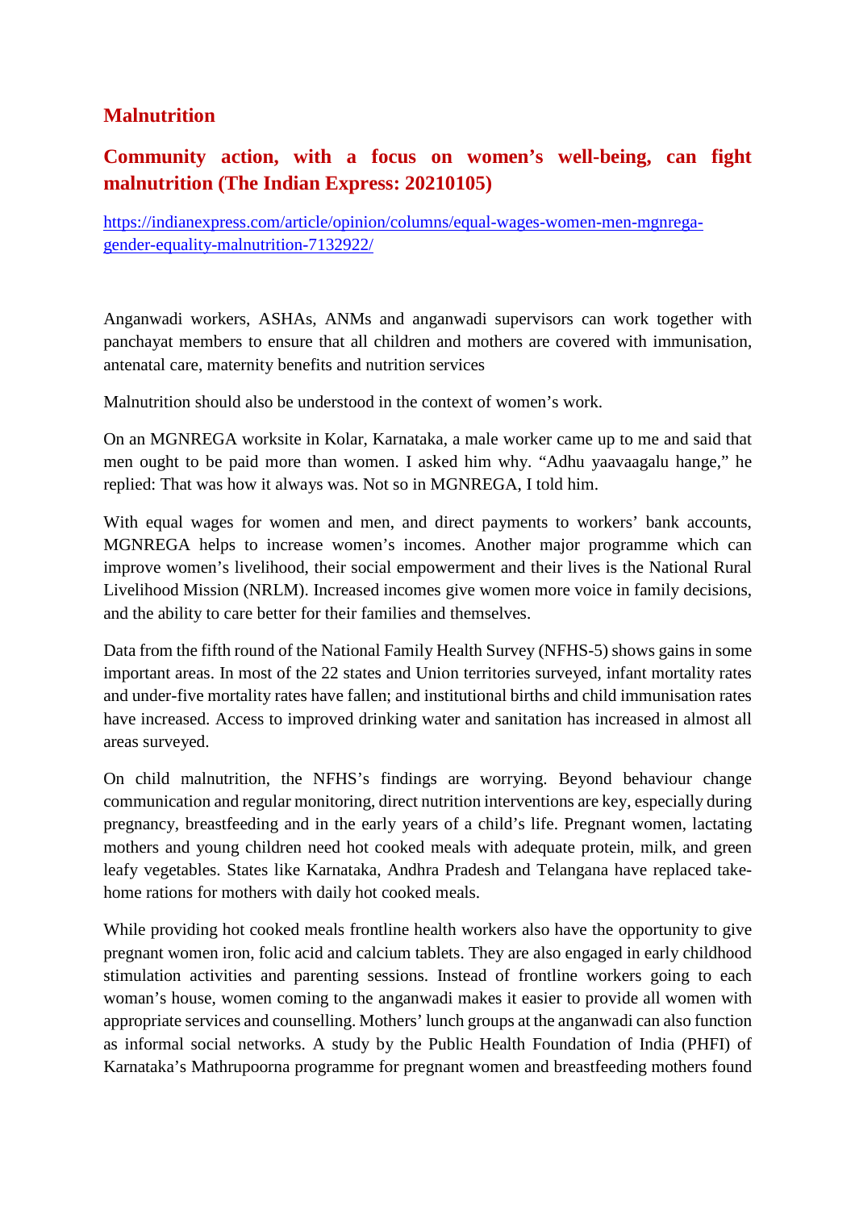## Malnutrition

### Community action, with a focus on women's well-being, can fight malnutrition (The Indian Express: 20210105)

[https://indianexpress.com/article/opinion/columns/equal-wages-women-men-mgnrega-gender-equality-malnutrition-7132922/](https://indianexpress.com/article/opinion/columns/equal-wages-women-men-mgnrega-gender-equality-malnutrition-7132922/)

Anganwadi workers, ASHAs, ANMs and anganwadi supervisors can work together with panchayat members to ensure that all children and mothers are covered with immunisation, antenatal care, maternity benefits and nutrition services

Malnutrition should also be understood in the context of women's work.

On an MGNREGA worksite in Kolar, Karnataka, a male worker came up to me and said that men ought to be paid more than women. I asked him why. "Adhu yaavaagalu hange," he replied: That was how it always was. Not so in MGNREGA, I told him.

With equal wages for women and men, and direct payments to workers' bank accounts, MGNREGA helps to increase women's incomes. Another major programme which can improve women's livelihood, their social empowerment and their lives is the National Rural Livelihood Mission (NRLM). Increased incomes give women more voice in family decisions, and the ability to care better for their families and themselves.

Data from the fifth round of the National Family Health Survey (NFHS-5) shows gains in some important areas. In most of the 22 states and Union territories surveyed, infant mortality rates and under-five mortality rates have fallen; and institutional births and child immunisation rates have increased. Access to improved drinking water and sanitation has increased in almost all areas surveyed.

On child malnutrition, the NFHS's findings are worrying. Beyond behaviour change communication and regular monitoring, direct nutrition interventions are key, especially during pregnancy, breastfeeding and in the early years of a child's life. Pregnant women, lactating mothers and young children need hot cooked meals with adequate protein, milk, and green leafy vegetables. States like Karnataka, Andhra Pradesh and Telangana have replaced take-home rations for mothers with daily hot cooked meals.

While providing hot cooked meals frontline health workers also have the opportunity to give pregnant women iron, folic acid and calcium tablets. They are also engaged in early childhood stimulation activities and parenting sessions. Instead of frontline workers going to each woman's house, women coming to the anganwadi makes it easier to provide all women with appropriate services and counselling. Mothers' lunch groups at the anganwadi can also function as informal social networks. A study by the Public Health Foundation of India (PHFI) of Karnataka's Mathrupoorna programme for pregnant women and breastfeeding mothers found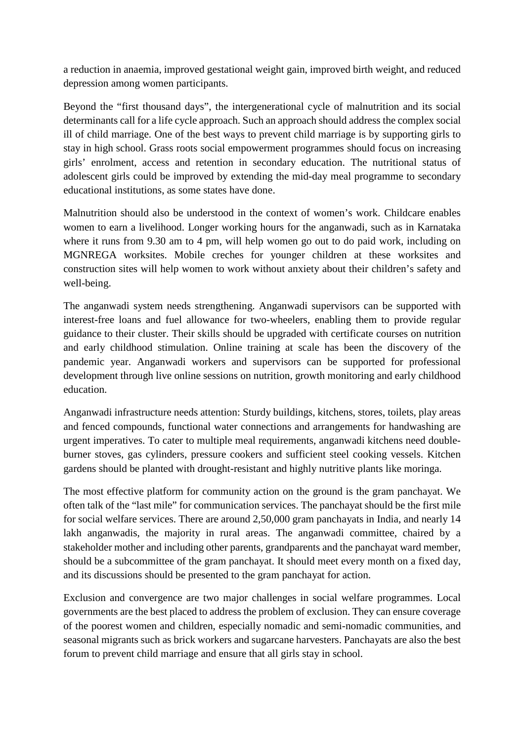a reduction in anaemia, improved gestational weight gain, improved birth weight, and reduced depression among women participants.

Beyond the "first thousand days", the intergenerational cycle of malnutrition and its social determinants call for a life cycle approach. Such an approach should address the complex social ill of child marriage. One of the best ways to prevent child marriage is by supporting girls to stay in high school. Grass roots social empowerment programmes should focus on increasing girls' enrolment, access and retention in secondary education. The nutritional status of adolescent girls could be improved by extending the mid-day meal programme to secondary educational institutions, as some states have done.

Malnutrition should also be understood in the context of women's work. Childcare enables women to earn a livelihood. Longer working hours for the anganwadi, such as in Karnataka where it runs from 9.30 am to 4 pm, will help women go out to do paid work, including on MGNREGA worksites. Mobile creches for younger children at these worksites and construction sites will help women to work without anxiety about their children's safety and well-being.

The anganwadi system needs strengthening. Anganwadi supervisors can be supported with interest-free loans and fuel allowance for two-wheelers, enabling them to provide regular guidance to their cluster. Their skills should be upgraded with certificate courses on nutrition and early childhood stimulation. Online training at scale has been the discovery of the pandemic year. Anganwadi workers and supervisors can be supported for professional development through live online sessions on nutrition, growth monitoring and early childhood education.

Anganwadi infrastructure needs attention: Sturdy buildings, kitchens, stores, toilets, play areas and fenced compounds, functional water connections and arrangements for handwashing are urgent imperatives. To cater to multiple meal requirements, anganwadi kitchens need double-burner stoves, gas cylinders, pressure cookers and sufficient steel cooking vessels. Kitchen gardens should be planted with drought-resistant and highly nutritive plants like moringa.

The most effective platform for community action on the ground is the gram panchayat. We often talk of the "last mile" for communication services. The panchayat should be the first mile for social welfare services. There are around 2,50,000 gram panchayats in India, and nearly 14 lakh anganwadis, the majority in rural areas. The anganwadi committee, chaired by a stakeholder mother and including other parents, grandparents and the panchayat ward member, should be a subcommittee of the gram panchayat. It should meet every month on a fixed day, and its discussions should be presented to the gram panchayat for action.

Exclusion and convergence are two major challenges in social welfare programmes. Local governments are the best placed to address the problem of exclusion. They can ensure coverage of the poorest women and children, especially nomadic and semi-nomadic communities, and seasonal migrants such as brick workers and sugarcane harvesters. Panchayats are also the best forum to prevent child marriage and ensure that all girls stay in school.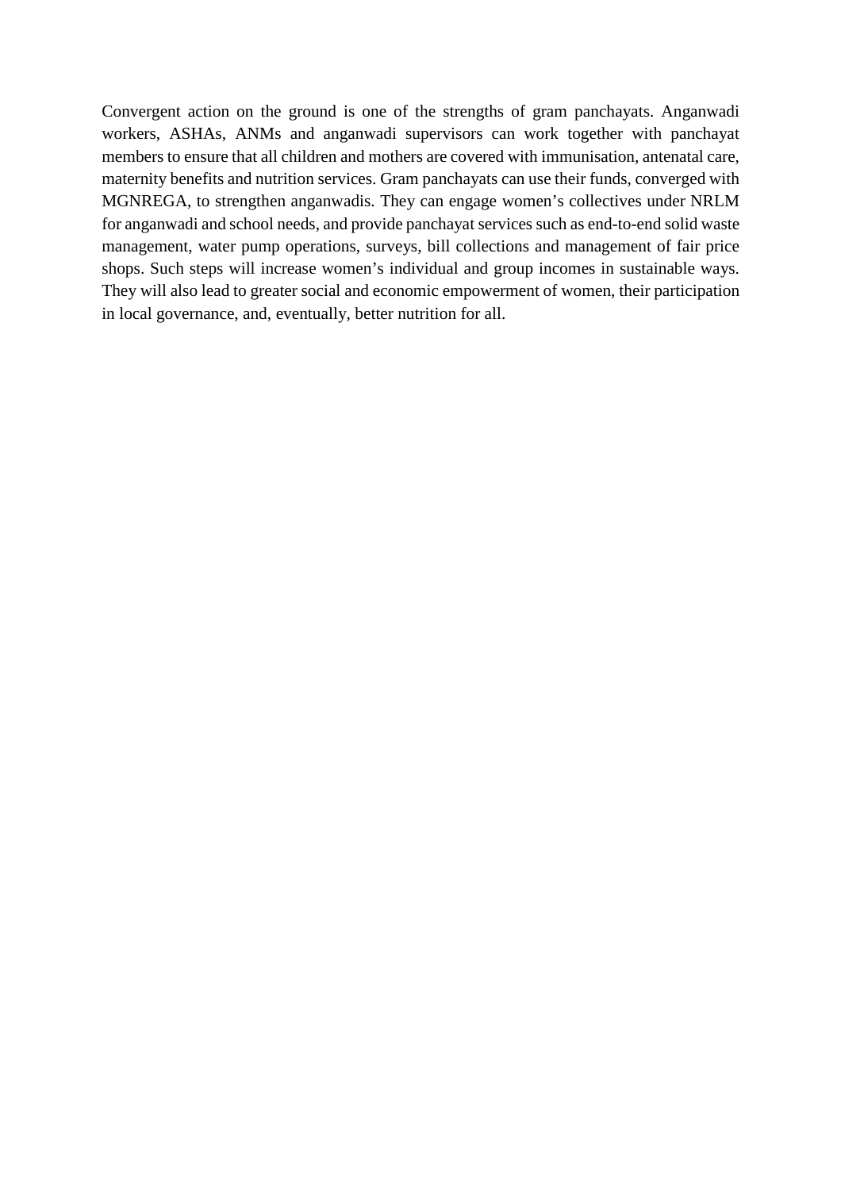Convergent action on the ground is one of the strengths of gram panchayats. Anganwadi workers, ASHAs, ANMs and anganwadi supervisors can work together with panchayat members to ensure that all children and mothers are covered with immunisation, antenatal care, maternity benefits and nutrition services. Gram panchayats can use their funds, converged with MGNREGA, to strengthen anganwadis. They can engage women's collectives under NRLM for anganwadi and school needs, and provide panchayat services such as end-to-end solid waste management, water pump operations, surveys, bill collections and management of fair price shops. Such steps will increase women's individual and group incomes in sustainable ways. They will also lead to greater social and economic empowerment of women, their participation in local governance, and, eventually, better nutrition for all.